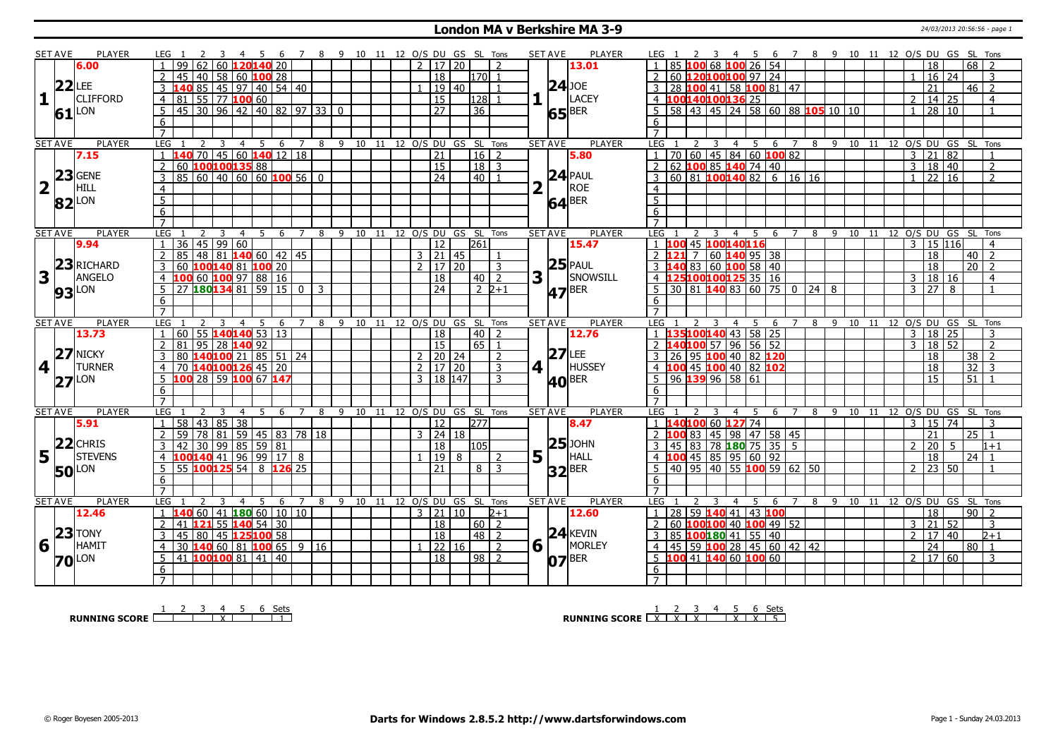# London MA v Berkshire MA 3-9

24/03/2013 20:56:56 - page 1

| SET | AVE | PLAYER | LEG | 1 | 2 | 3 | 4 | 5 | 6 | 7 | 8 | 9 | 10 | 11 | 12 | O/S | DU | GS | SL | Tons | SET | AVE | PLAYER | LEG | 1 | 2 | 3 | 4 | 5 | 6 | 7 | 8 | 9 | 10 | 11 | 12 | O/S | DU | GS | SL | Tons |
|---|---|---|---|---|---|---|---|---|---|---|---|---|---|---|---|---|---|---|---|---|---|---|---|---|---|---|---|---|---|---|---|---|---|---|---|---|---|---|---|---|---|
| 1 | 22.61 (6.00) | LEE CLIFFORD LON | 1 | 99 | 62 | 60 | 120 | 140 | 20 | | | | | | | 2 | 17 | 20 | | 2 | 1 | 24.65 (13.01) | JOE LACEY BER | 1 | 85 | 100 | 68 | 100 | 26 | 54 | | | | | | | | 18 | | 68 | 2 |
| | | | 2 | 45 | 40 | 58 | 60 | 100 | 28 | | | | | | | | 18 | | 170 | 1 | | | | 2 | 60 | 120 | 100 | 100 | 97 | 24 | | | | | | | 1 | 16 | 24 | | 3 |
| | | | 3 | 140 | 85 | 45 | 97 | 40 | 54 | 40 | | | | | | 1 | 19 | 40 | | 1 | | | | 3 | 28 | 100 | 41 | 58 | 100 | 81 | 47 | | | | | | | 21 | | 46 | 2 |
| | | | 4 | 81 | 55 | 77 | 100 | 60 | | | | | | | | | 15 | | 128 | 1 | | | | 4 | 100 | 140 | 100 | 136 | 25 | | | | | | | | 2 | 14 | 25 | | 4 |
| | | | 5 | 45 | 30 | 96 | 42 | 40 | 82 | 97 | 33 | 0 | | | | | 27 | | 36 | | | | | 5 | 58 | 43 | 45 | 24 | 58 | 60 | 88 | 105 | 10 | 10 | | | 1 | 28 | 10 | | 1 |
| 2 | 23.82 (7.15) | GENE HILL LON | 1 | 140 | 70 | 45 | 60 | 140 | 12 | 18 | | | | | | | 21 | | 16 | 2 | 2 | 24.64 (5.80) | PAUL ROE BER | 1 | 70 | 60 | 45 | 84 | 60 | 100 | 82 | | | | | | 3 | 21 | 82 | | 1 |
| | | | 2 | 60 | 100 | 100 | 135 | 88 | | | | | | | | | 15 | | 18 | 3 | | | | 2 | 62 | 100 | 85 | 140 | 74 | 40 | | | | | | | 3 | 18 | 40 | | 2 |
| | | | 3 | 85 | 60 | 40 | 60 | 60 | 100 | 56 | 0 | | | | | | 24 | | 40 | 1 | | | | 3 | 60 | 81 | 100 | 140 | 82 | 6 | 16 | 16 | | | | | 1 | 22 | 16 | | 2 |
| 3 | 23.93 (9.94) | RICHARD ANGELO LON | 1 | 36 | 45 | 99 | 60 | | | | | | | | | | 12 | | 261 | | 3 | 25.47 (15.47) | PAUL SNOWSILL BER | 1 | 100 | 45 | 100 | 140 | 116 | | | | | | | | 3 | 15 | 116 | | 4 |
| | | | 2 | 85 | 48 | 81 | 140 | 60 | 42 | 45 | | | | | | 3 | 21 | 45 | | 1 | | | | 2 | 121 | 7 | 60 | 140 | 95 | 38 | | | | | | | | 18 | | 40 | 2 |
| | | | 3 | 60 | 100 | 140 | 81 | 100 | 20 | | | | | | | 2 | 17 | 20 | | 3 | | | | 3 | 140 | 83 | 60 | 100 | 58 | 40 | | | | | | | | 18 | | 20 | 2 |
| | | | 4 | 100 | 60 | 100 | 97 | 88 | 16 | | | | | | | | 18 | | 40 | 2 | | | | 4 | 125 | 100 | 100 | 125 | 35 | 16 | | | | | | | 3 | 18 | 16 | | 4 |
| | | | 5 | 27 | 180 | 134 | 81 | 59 | 15 | 0 | 3 | | | | | | 24 | | 2 | 2+1 | | | | 5 | 30 | 81 | 140 | 83 | 60 | 75 | 0 | 24 | 8 | | | | 3 | 27 | 8 | | 1 |
| 4 | 27.27 (13.73) | NICKY TURNER LON | 1 | 60 | 55 | 140 | 140 | 53 | 13 | | | | | | | | 18 | | 40 | 2 | 4 | 27.40 (12.76) | LEE HUSSEY BER | 1 | 135 | 100 | 140 | 43 | 58 | 25 | | | | | | | 3 | 18 | 25 | | 3 |
| | | | 2 | 81 | 95 | 28 | 140 | 92 | | | | | | | | | 15 | | 65 | 1 | | | | 2 | 140 | 100 | 57 | 96 | 56 | 52 | | | | | | | 3 | 18 | 52 | | 2 |
| | | | 3 | 80 | 140 | 100 | 21 | 85 | 51 | 24 | | | | | | 2 | 20 | 24 | | 2 | | | | 3 | 26 | 95 | 100 | 40 | 82 | 120 | | | | | | | | 18 | | 38 | 2 |
| | | | 4 | 70 | 140 | 100 | 126 | 45 | 20 | | | | | | | 2 | 17 | 20 | | 3 | | | | 4 | 100 | 45 | 100 | 40 | 82 | 102 | | | | | | | | 18 | | 32 | 3 |
| | | | 5 | 100 | 28 | 59 | 100 | 67 | 147 | | | | | | | 3 | 18 | 147 | | 3 | | | | 5 | 96 | 139 | 96 | 58 | 61 | | | | | | | | | 15 | | 51 | 1 |
| 5 | 22.50 (5.91) | CHRIS STEVENS LON | 1 | 58 | 43 | 85 | 38 | | | | | | | | | | 12 | | 277 | | 5 | 25.32 (8.47) | JOHN HALL BER | 1 | 140 | 100 | 60 | 127 | 74 | | | | | | | | 3 | 15 | 74 | | 3 |
| | | | 2 | 59 | 78 | 81 | 59 | 45 | 83 | 78 | 18 | | | | | 3 | 24 | 18 | | | | | | 2 | 100 | 83 | 45 | 98 | 47 | 58 | 45 | | | | | | | 21 | | 25 | 1 |
| | | | 3 | 42 | 30 | 99 | 85 | 59 | 81 | | | | | | | | 18 | | 105 | | | | | 3 | 45 | 83 | 78 | 180 | 75 | 35 | 5 | | | | | | 2 | 20 | 5 | | 1+1 |
| | | | 4 | 100 | 140 | 41 | 96 | 99 | 17 | 8 | | | | | | 1 | 19 | 8 | | 2 | | | | 4 | 100 | 45 | 85 | 95 | 60 | 92 | | | | | | | | 18 | | 24 | 1 |
| | | | 5 | 55 | 100 | 125 | 54 | 8 | 126 | 25 | | | | | | | 21 | | 8 | 3 | | | | 5 | 40 | 95 | 40 | 55 | 100 | 59 | 62 | 50 | | | | | 2 | 23 | 50 | | 1 |
| 6 | 23.70 (12.46) | TONY HAMIT LON | 1 | 140 | 60 | 41 | 180 | 60 | 10 | 10 | | | | | | 3 | 21 | 10 | | 2+1 | 6 | 24.07 (12.60) | KEVIN MORLEY BER | 1 | 28 | 59 | 140 | 41 | 43 | 100 | | | | | | | | 18 | | 90 | 2 |
| | | | 2 | 41 | 121 | 55 | 140 | 54 | 30 | | | | | | | | 18 | | 60 | 2 | | | | 2 | 60 | 100 | 100 | 40 | 100 | 49 | 52 | | | | | | 3 | 21 | 52 | | 3 |
| | | | 3 | 45 | 80 | 45 | 125 | 100 | 58 | | | | | | | | 18 | | 48 | 2 | | | | 3 | 85 | 100 | 180 | 41 | 55 | 40 | | | | | | | 2 | 17 | 40 | | 2+1 |
| | | | 4 | 30 | 140 | 60 | 81 | 100 | 65 | 9 | 16 | | | | | 1 | 22 | 16 | | 2 | | | | 4 | 45 | 59 | 100 | 28 | 45 | 60 | 42 | 42 | | | | | | 24 | | 80 | 1 |
| | | | 5 | 41 | 100 | 100 | 81 | 41 | 40 | | | | | | | | 18 | | 98 | 2 | | | | 5 | 100 | 41 | 140 | 60 | 100 | 60 | | | | | | | 2 | 17 | 60 | | 3 |

| RUNNING SCORE | 1 | 2 | 3 | 4 | 5 | 6 | Sets |
|---|---|---|---|---|---|---|---|
| London | | | | X | | | 1 |
| Berkshire | X | X | X | | X | X | 5 |

© Roger Boyesen 2005-2013 — Darts for Windows 2.8.5.2 http://www.dartsforwindows.com — Page 1 - Sunday 24.03.2013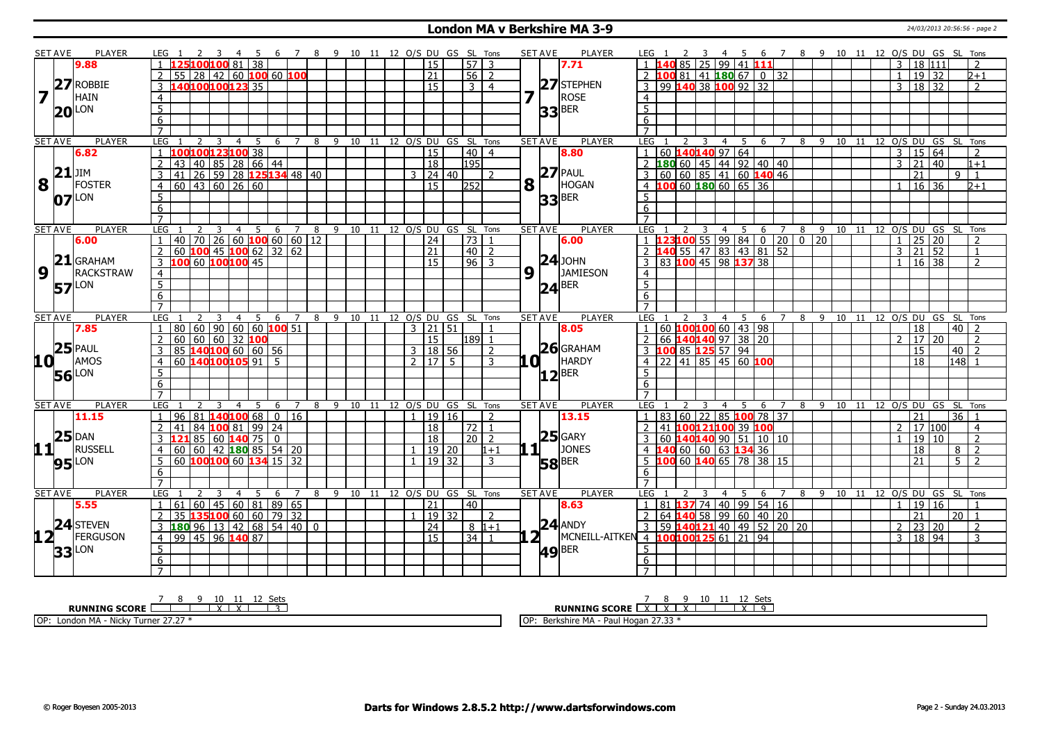# London MA v Berkshire MA 3-9

24/03/2013 20:56:56 - page 2

## Set 7

| SET AVE | PLAYER | LEG | 1 | 2 | 3 | 4 | 5 | 6 | 7 | 8 | 9 | 10 | 11 | 12 | O/S | DU | GS | SL | Tons |
|---|---|---|---|---|---|---|---|---|---|---|---|---|---|---|---|---|---|---|---|
| 9.88 | 7 ROBBIE HAIN LON | 1 | 125 | 100 | 100 | 81 | 38 | | | | | | | | | 15 | | 57 | 3 |
| 27.20 | | 2 | 55 | 28 | 42 | 60 | 100 | 60 | 100 | | | | | | | 21 | | 56 | 2 |
| | | 3 | 140 | 100 | 100 | 123 | 35 | | | | | | | | | 15 | | 3 | 4 |

| SET AVE | PLAYER | LEG | 1 | 2 | 3 | 4 | 5 | 6 | 7 | 8 | 9 | 10 | 11 | 12 | O/S | DU | GS | SL | Tons |
|---|---|---|---|---|---|---|---|---|---|---|---|---|---|---|---|---|---|---|---|
| 7.71 | 7 STEPHEN ROSE BER | 1 | 140 | 85 | 25 | 99 | 41 | 111 | | | | | | | 3 | 18 | 111 | | 2 |
| 27.33 | | 2 | 100 | 81 | 41 | 180 | 67 | 0 | 32 | | | | | | 1 | 19 | 32 | | 2+1 |
| | | 3 | 99 | 140 | 38 | 100 | 92 | 32 | | | | | | | 3 | 18 | 32 | | 2 |

## Set 8

| SET AVE | PLAYER | LEG | 1 | 2 | 3 | 4 | 5 | 6 | 7 | 8 | 9 | 10 | 11 | 12 | O/S | DU | GS | SL | Tons |
|---|---|---|---|---|---|---|---|---|---|---|---|---|---|---|---|---|---|---|---|
| 6.82 | 8 JIM FOSTER LON | 1 | 100 | 100 | 123 | 100 | 38 | | | | | | | | | 15 | | 40 | 4 |
| 21.07 | | 2 | 43 | 40 | 85 | 28 | 66 | 44 | | | | | | | | 18 | | 195 | |
| | | 3 | 41 | 26 | 59 | 28 | 125 | 134 | 48 | 40 | | | | | 3 | 24 | 40 | | 2 |
| | | 4 | 60 | 43 | 60 | 26 | 60 | | | | | | | | | 15 | | 252 | |

| SET AVE | PLAYER | LEG | 1 | 2 | 3 | 4 | 5 | 6 | 7 | 8 | 9 | 10 | 11 | 12 | O/S | DU | GS | SL | Tons |
|---|---|---|---|---|---|---|---|---|---|---|---|---|---|---|---|---|---|---|---|
| 8.80 | 8 PAUL HOGAN BER | 1 | 60 | 140 | 140 | 97 | 64 | | | | | | | | 3 | 15 | 64 | | 2 |
| 27.33 | | 2 | 180 | 60 | 45 | 44 | 92 | 40 | 40 | | | | | | 3 | 21 | 40 | | 1+1 |
| | | 3 | 60 | 60 | 85 | 41 | 60 | 140 | 46 | | | | | | | 21 | | 9 | 1 |
| | | 4 | 100 | 60 | 180 | 60 | 65 | 36 | | | | | | | 1 | 16 | 36 | | 2+1 |

## Set 9

| SET AVE | PLAYER | LEG | 1 | 2 | 3 | 4 | 5 | 6 | 7 | 8 | 9 | 10 | 11 | 12 | O/S | DU | GS | SL | Tons |
|---|---|---|---|---|---|---|---|---|---|---|---|---|---|---|---|---|---|---|---|
| 6.00 | 9 GRAHAM RACKSTRAW LON | 1 | 40 | 70 | 26 | 60 | 100 | 60 | 60 | 12 | | | | | | 24 | | 73 | 1 |
| 21.57 | | 2 | 60 | 100 | 45 | 100 | 62 | 32 | 62 | | | | | | | 21 | | 40 | 2 |
| | | 3 | 100 | 60 | 100 | 100 | 45 | | | | | | | | | 15 | | 96 | 3 |

| SET AVE | PLAYER | LEG | 1 | 2 | 3 | 4 | 5 | 6 | 7 | 8 | 9 | 10 | 11 | 12 | O/S | DU | GS | SL | Tons |
|---|---|---|---|---|---|---|---|---|---|---|---|---|---|---|---|---|---|---|---|
| 6.00 | 9 JOHN JAMIESON BER | 1 | 123 | 100 | 55 | 99 | 84 | 0 | 20 | 0 | 20 | | | | 1 | 25 | 20 | | 2 |
| 24.24 | | 2 | 140 | 55 | 47 | 83 | 43 | 81 | 52 | | | | | | 3 | 21 | 52 | | 1 |
| | | 3 | 83 | 100 | 45 | 98 | 137 | 38 | | | | | | | 1 | 16 | 38 | | 2 |

## Set 10

| SET AVE | PLAYER | LEG | 1 | 2 | 3 | 4 | 5 | 6 | 7 | 8 | 9 | 10 | 11 | 12 | O/S | DU | GS | SL | Tons |
|---|---|---|---|---|---|---|---|---|---|---|---|---|---|---|---|---|---|---|---|
| 7.85 | 10 PAUL AMOS LON | 1 | 80 | 60 | 90 | 60 | 60 | 100 | 51 | | | | | | 3 | 21 | 51 | | 1 |
| 25.56 | | 2 | 60 | 60 | 60 | 32 | 100 | | | | | | | | | 15 | | 189 | 1 |
| | | 3 | 85 | 140 | 100 | 60 | 60 | 56 | | | | | | | 3 | 18 | 56 | | 2 |
| | | 4 | 60 | 140 | 100 | 105 | 91 | 5 | | | | | | | 2 | 17 | 5 | | 3 |

| SET AVE | PLAYER | LEG | 1 | 2 | 3 | 4 | 5 | 6 | 7 | 8 | 9 | 10 | 11 | 12 | O/S | DU | GS | SL | Tons |
|---|---|---|---|---|---|---|---|---|---|---|---|---|---|---|---|---|---|---|---|
| 8.05 | 10 GRAHAM HARDY BER | 1 | 60 | 100 | 100 | 60 | 43 | 98 | | | | | | | | 18 | | 40 | 2 |
| 26.12 | | 2 | 66 | 140 | 140 | 97 | 38 | 20 | | | | | | | 2 | 17 | 20 | | 2 |
| | | 3 | 100 | 85 | 125 | 57 | 94 | | | | | | | | | 15 | | 40 | 2 |
| | | 4 | 22 | 41 | 85 | 45 | 60 | 100 | | | | | | | | 18 | | 148 | 1 |

## Set 11

| SET AVE | PLAYER | LEG | 1 | 2 | 3 | 4 | 5 | 6 | 7 | 8 | 9 | 10 | 11 | 12 | O/S | DU | GS | SL | Tons |
|---|---|---|---|---|---|---|---|---|---|---|---|---|---|---|---|---|---|---|---|
| 11.15 | 11 DAN RUSSELL LON | 1 | 96 | 81 | 140 | 100 | 68 | 0 | 16 | | | | | | 1 | 19 | 16 | | 2 |
| 25.95 | | 2 | 41 | 84 | 100 | 81 | 99 | 24 | | | | | | | | 18 | | 72 | 1 |
| | | 3 | 121 | 85 | 60 | 140 | 75 | 0 | | | | | | | | 18 | | 20 | 2 |
| | | 4 | 60 | 60 | 42 | 180 | 85 | 54 | 20 | | | | | | 1 | 19 | 20 | | 1+1 |
| | | 5 | 60 | 100 | 100 | 60 | 134 | 15 | 32 | | | | | | 1 | 19 | 32 | | 3 |

| SET AVE | PLAYER | LEG | 1 | 2 | 3 | 4 | 5 | 6 | 7 | 8 | 9 | 10 | 11 | 12 | O/S | DU | GS | SL | Tons |
|---|---|---|---|---|---|---|---|---|---|---|---|---|---|---|---|---|---|---|---|
| 13.15 | 11 GARY JONES BER | 1 | 83 | 60 | 22 | 85 | 100 | 78 | 37 | | | | | | | 21 | | 36 | 1 |
| 25.58 | | 2 | 41 | 100 | 121 | 100 | 39 | 100 | | | | | | | 2 | 17 | 100 | | 4 |
| | | 3 | 60 | 140 | 140 | 90 | 51 | 10 | 10 | | | | | | 1 | 19 | 10 | | 2 |
| | | 4 | 140 | 60 | 60 | 63 | 134 | 36 | | | | | | | | 18 | | 8 | 2 |
| | | 5 | 100 | 60 | 140 | 65 | 78 | 38 | 15 | | | | | | | 21 | | 5 | 2 |

## Set 12

| SET AVE | PLAYER | LEG | 1 | 2 | 3 | 4 | 5 | 6 | 7 | 8 | 9 | 10 | 11 | 12 | O/S | DU | GS | SL | Tons |
|---|---|---|---|---|---|---|---|---|---|---|---|---|---|---|---|---|---|---|---|
| 5.55 | 12 STEVEN FERGUSON LON | 1 | 61 | 60 | 45 | 60 | 81 | 89 | 65 | | | | | | | 21 | | 40 | |
| 24.33 | | 2 | 35 | 135 | 100 | 60 | 60 | 79 | 32 | | | | | | 1 | 19 | 32 | | 2 |
| | | 3 | 180 | 96 | 13 | 42 | 68 | 54 | 40 | 0 | | | | | | 24 | | 8 | 1+1 |
| | | 4 | 99 | 45 | 96 | 140 | 87 | | | | | | | | | 15 | | 34 | 1 |

| SET AVE | PLAYER | LEG | 1 | 2 | 3 | 4 | 5 | 6 | 7 | 8 | 9 | 10 | 11 | 12 | O/S | DU | GS | SL | Tons |
|---|---|---|---|---|---|---|---|---|---|---|---|---|---|---|---|---|---|---|---|
| 8.63 | 12 ANDY MCNEILL-AITKEN BER | 1 | 81 | 137 | 74 | 40 | 99 | 54 | 16 | | | | | | 1 | 19 | 16 | | 1 |
| 24.49 | | 2 | 64 | 140 | 58 | 99 | 60 | 40 | 20 | | | | | | | 21 | | 20 | 1 |
| | | 3 | 59 | 140 | 121 | 40 | 49 | 52 | 20 | 20 | | | | | 2 | 23 | 20 | | 2 |
| | | 4 | 100 | 100 | 125 | 61 | 21 | 94 | | | | | | | 3 | 18 | 94 | | 3 |

**RUNNING SCORE** (London MA)

| 7 | 8 | 9 | 10 | 11 | 12 | Sets |
|---|---|---|---|---|---|---|
| | | | X | X | | 3 |

**RUNNING SCORE** (Berkshire MA)

| 7 | 8 | 9 | 10 | 11 | 12 | Sets |
|---|---|---|---|---|---|---|
| X | X | X | | | X | 9 |

OP: London MA - Nicky Turner 27.27 *

OP: Berkshire MA - Paul Hogan 27.33 *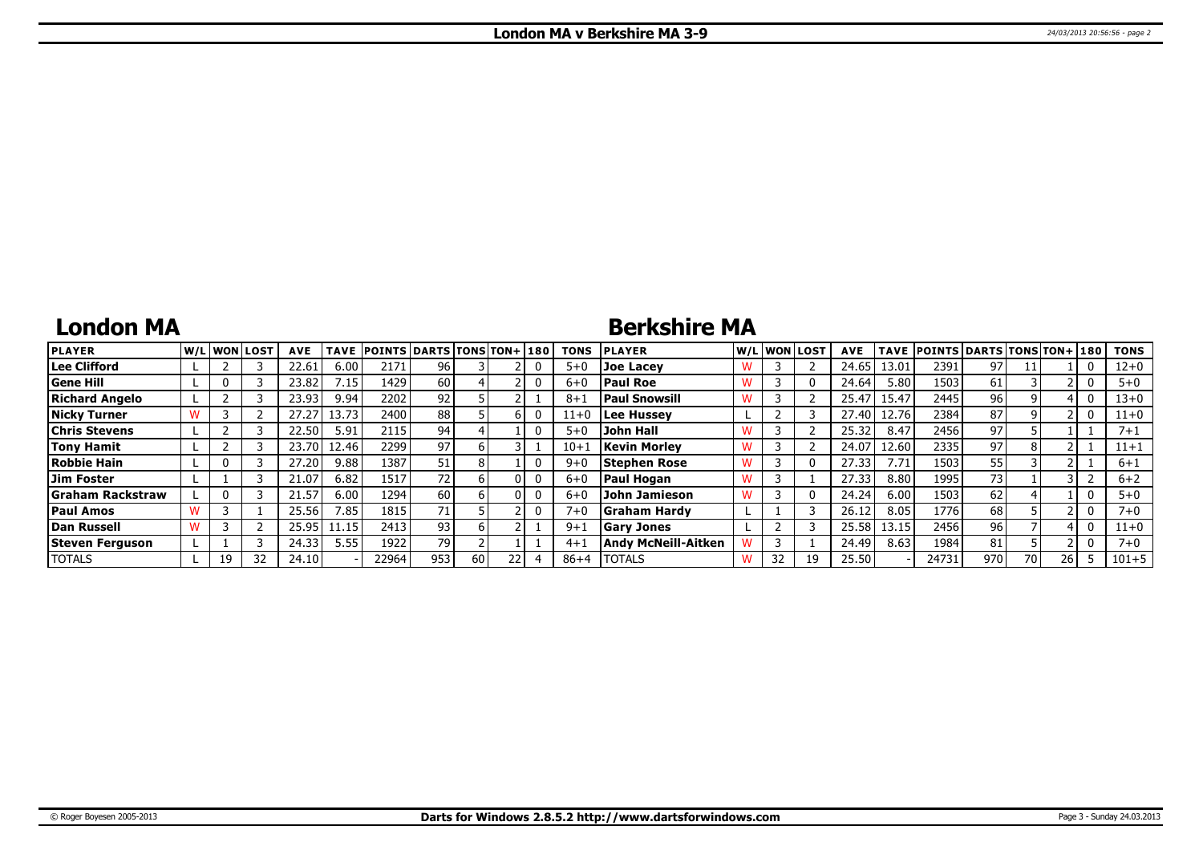## London MA v Berkshire MA 3-9

# London MA

| PLAYER | W/L | WON | LOST | AVE | TAVE | POINTS | DARTS | TONS | TON+ | 180 | TONS |
|---|---|---|---|---|---|---|---|---|---|---|---|
| Lee Clifford | L | 2 | 3 | 22.61 | 6.00 | 2171 | 96 | 3 | 2 | 0 | 5+0 |
| Gene Hill | L | 0 | 3 | 23.82 | 7.15 | 1429 | 60 | 4 | 2 | 0 | 6+0 |
| Richard Angelo | L | 2 | 3 | 23.93 | 9.94 | 2202 | 92 | 5 | 2 | 1 | 8+1 |
| Nicky Turner | W | 3 | 2 | 27.27 | 13.73 | 2400 | 88 | 5 | 6 | 0 | 11+0 |
| Chris Stevens | L | 2 | 3 | 22.50 | 5.91 | 2115 | 94 | 4 | 1 | 0 | 5+0 |
| Tony Hamit | L | 2 | 3 | 23.70 | 12.46 | 2299 | 97 | 6 | 3 | 1 | 10+1 |
| Robbie Hain | L | 0 | 3 | 27.20 | 9.88 | 1387 | 51 | 8 | 1 | 0 | 9+0 |
| Jim Foster | L | 1 | 3 | 21.07 | 6.82 | 1517 | 72 | 6 | 0 | 0 | 6+0 |
| Graham Rackstraw | L | 0 | 3 | 21.57 | 6.00 | 1294 | 60 | 6 | 0 | 0 | 6+0 |
| Paul Amos | W | 3 | 1 | 25.56 | 7.85 | 1815 | 71 | 5 | 2 | 0 | 7+0 |
| Dan Russell | W | 3 | 2 | 25.95 | 11.15 | 2413 | 93 | 6 | 2 | 1 | 9+1 |
| Steven Ferguson | L | 1 | 3 | 24.33 | 5.55 | 1922 | 79 | 2 | 1 | 1 | 4+1 |
| TOTALS | L | 19 | 32 | 24.10 | - | 22964 | 953 | 60 | 22 | 4 | 86+4 |

# Berkshire MA

| PLAYER | W/L | WON | LOST | AVE | TAVE | POINTS | DARTS | TONS | TON+ | 180 | TONS |
|---|---|---|---|---|---|---|---|---|---|---|---|
| Joe Lacey | W | 3 | 2 | 24.65 | 13.01 | 2391 | 97 | 11 | 1 | 0 | 12+0 |
| Paul Roe | W | 3 | 0 | 24.64 | 5.80 | 1503 | 61 | 3 | 2 | 0 | 5+0 |
| Paul Snowsill | W | 3 | 2 | 25.47 | 15.47 | 2445 | 96 | 9 | 4 | 0 | 13+0 |
| Lee Hussey | L | 2 | 3 | 27.40 | 12.76 | 2384 | 87 | 9 | 2 | 0 | 11+0 |
| John Hall | W | 3 | 2 | 25.32 | 8.47 | 2456 | 97 | 5 | 1 | 1 | 7+1 |
| Kevin Morley | W | 3 | 2 | 24.07 | 12.60 | 2335 | 97 | 8 | 2 | 1 | 11+1 |
| Stephen Rose | W | 3 | 0 | 27.33 | 7.71 | 1503 | 55 | 3 | 2 | 1 | 6+1 |
| Paul Hogan | W | 3 | 1 | 27.33 | 8.80 | 1995 | 73 | 1 | 3 | 2 | 6+2 |
| John Jamieson | W | 3 | 0 | 24.24 | 6.00 | 1503 | 62 | 4 | 1 | 0 | 5+0 |
| Graham Hardy | L | 1 | 3 | 26.12 | 8.05 | 1776 | 68 | 5 | 2 | 0 | 7+0 |
| Gary Jones | L | 2 | 3 | 25.58 | 13.15 | 2456 | 96 | 7 | 4 | 0 | 11+0 |
| Andy McNeill-Aitken | W | 3 | 1 | 24.49 | 8.63 | 1984 | 81 | 5 | 2 | 0 | 7+0 |
| TOTALS | W | 32 | 19 | 25.50 | - | 24731 | 970 | 70 | 26 | 5 | 101+5 |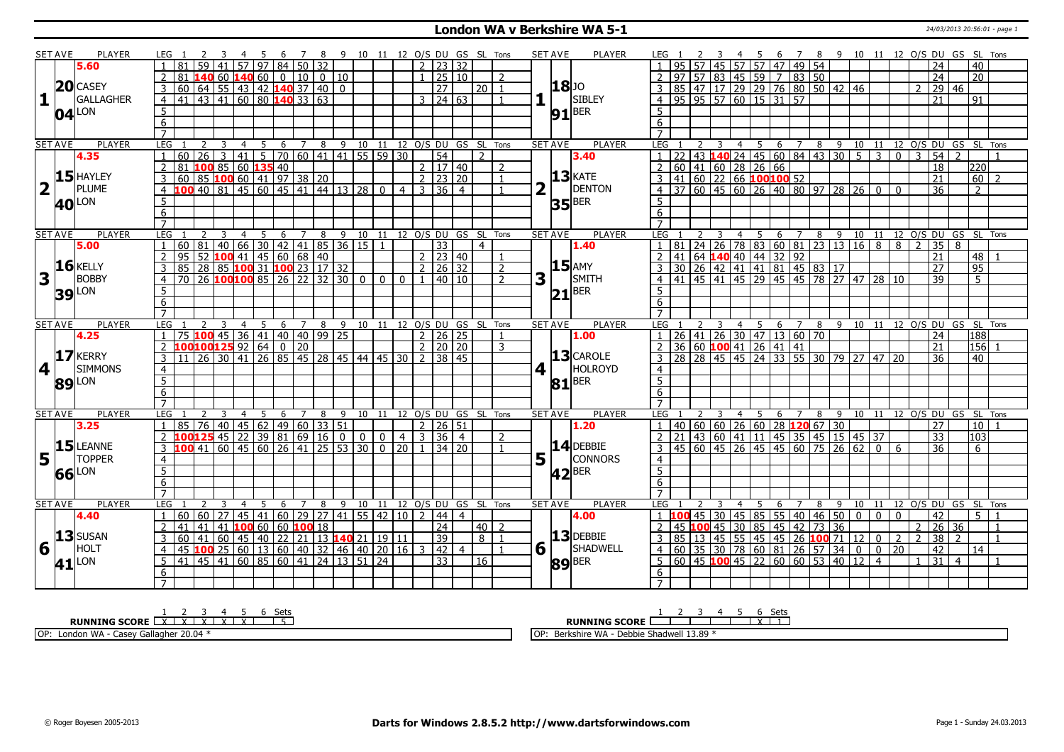# London WA v Berkshire WA 5-1

24/03/2013 20:56:01 - page 1

## Set 1

| SET AVE | PLAYER | LEG | 1 | 2 | 3 | 4 | 5 | 6 | 7 | 8 | 9 | 10 | 11 | 12 | O/S | DU | GS | SL | Tons |
|---|---|---|---|---|---|---|---|---|---|---|---|---|---|---|---|---|---|---|---|
| 5.60 | CASEY GALLAGHER | 1 | 81 | 59 | 41 | 57 | 97 | 84 | 50 | 32 | | | | | 2 | 23 | 32 | | |
| 20 | LON | 2 | 81 | 140 | 60 | 140 | 60 | 0 | 10 | 0 | 10 | | | | 1 | 25 | 10 | | 2 |
| 04 | | 3 | 60 | 64 | 55 | 43 | 42 | 140 | 37 | 40 | 0 | | | | | 27 | | 20 | 1 |
| | | 4 | 41 | 43 | 41 | 60 | 80 | 140 | 33 | 63 | | | | | 3 | 24 | 63 | | 1 |

| SET AVE | PLAYER | LEG | 1 | 2 | 3 | 4 | 5 | 6 | 7 | 8 | 9 | 10 | 11 | 12 | O/S | DU | GS | SL | Tons |
|---|---|---|---|---|---|---|---|---|---|---|---|---|---|---|---|---|---|---|---|
| 18 | JO SIBLEY | 1 | 95 | 57 | 45 | 57 | 57 | 47 | 49 | 54 | | | | | | 24 | | 40 | |
| 91 | BER | 2 | 97 | 57 | 83 | 45 | 59 | 7 | 83 | 50 | | | | | | 24 | | 20 | |
| | | 3 | 85 | 47 | 17 | 29 | 29 | 76 | 80 | 50 | 42 | 46 | | | 2 | 29 | 46 | | |
| | | 4 | 95 | 95 | 57 | 60 | 15 | 31 | 57 | | | | | | | 21 | | 91 | |

## Set 2

| SET AVE | PLAYER | LEG | 1 | 2 | 3 | 4 | 5 | 6 | 7 | 8 | 9 | 10 | 11 | 12 | O/S | DU | GS | SL | Tons |
|---|---|---|---|---|---|---|---|---|---|---|---|---|---|---|---|---|---|---|---|
| 4.35 | HAYLEY PLUME | 1 | 60 | 26 | 3 | 41 | 5 | 70 | 60 | 41 | 41 | 55 | 59 | 30 | | 54 | | 2 | |
| 15 | LON | 2 | 81 | 100 | 85 | 60 | 135 | 40 | | | | | | | 2 | 17 | 40 | | 2 |
| 40 | | 3 | 60 | 85 | 100 | 60 | 41 | 97 | 38 | 20 | | | | | 2 | 23 | 20 | | 1 |
| | | 4 | 100 | 40 | 81 | 45 | 60 | 45 | 41 | 44 | 13 | 28 | 0 | 4 | 3 | 36 | 4 | | 1 |

| SET AVE | PLAYER | LEG | 1 | 2 | 3 | 4 | 5 | 6 | 7 | 8 | 9 | 10 | 11 | 12 | O/S | DU | GS | SL | Tons |
|---|---|---|---|---|---|---|---|---|---|---|---|---|---|---|---|---|---|---|---|
| 3.40 | KATE DENTON | 1 | 22 | 43 | 140 | 24 | 45 | 60 | 84 | 43 | 30 | 5 | 3 | 0 | 3 | 54 | 2 | | 1 |
| 13 | BER | 2 | 60 | 41 | 60 | 28 | 26 | 66 | | | | | | | | 18 | | 220 | |
| 35 | | 3 | 41 | 60 | 22 | 66 | 100 | 100 | 52 | | | | | | | 21 | | 60 | 2 |
| | | 4 | 37 | 60 | 45 | 60 | 26 | 40 | 80 | 97 | 28 | 26 | 0 | 0 | | 36 | | 2 | |

## Set 3

| SET AVE | PLAYER | LEG | 1 | 2 | 3 | 4 | 5 | 6 | 7 | 8 | 9 | 10 | 11 | 12 | O/S | DU | GS | SL | Tons |
|---|---|---|---|---|---|---|---|---|---|---|---|---|---|---|---|---|---|---|---|
| 5.00 | KELLY BOBBY | 1 | 60 | 81 | 40 | 66 | 30 | 42 | 41 | 85 | 36 | 15 | 1 | | | 33 | | 4 | |
| 16 | LON | 2 | 95 | 52 | 100 | 41 | 45 | 60 | 68 | 40 | | | | | 2 | 23 | 40 | | 1 |
| 39 | | 3 | 85 | 28 | 85 | 100 | 31 | 100 | 23 | 17 | 32 | | | | 2 | 26 | 32 | | 2 |
| | | 4 | 70 | 26 | 100 | 100 | 85 | 26 | 22 | 32 | 30 | 0 | 0 | 0 | 1 | 40 | 10 | | 2 |

| SET AVE | PLAYER | LEG | 1 | 2 | 3 | 4 | 5 | 6 | 7 | 8 | 9 | 10 | 11 | 12 | O/S | DU | GS | SL | Tons |
|---|---|---|---|---|---|---|---|---|---|---|---|---|---|---|---|---|---|---|---|
| 1.40 | AMY SMITH | 1 | 81 | 24 | 26 | 78 | 83 | 60 | 81 | 23 | 13 | 16 | 8 | 8 | 2 | 35 | 8 | | |
| 15 | BER | 2 | 41 | 64 | 140 | 40 | 44 | 32 | 92 | | | | | | | 21 | | 48 | 1 |
| 21 | | 3 | 30 | 26 | 42 | 41 | 41 | 81 | 45 | 83 | 17 | | | | | 27 | | 95 | |
| | | 4 | 41 | 45 | 41 | 45 | 29 | 45 | 45 | 78 | 27 | 47 | 28 | 10 | | 39 | | 5 | |

## Set 4

| SET AVE | PLAYER | LEG | 1 | 2 | 3 | 4 | 5 | 6 | 7 | 8 | 9 | 10 | 11 | 12 | O/S | DU | GS | SL | Tons |
|---|---|---|---|---|---|---|---|---|---|---|---|---|---|---|---|---|---|---|---|
| 4.25 | KERRY SIMMONS | 1 | 75 | 100 | 45 | 36 | 41 | 40 | 40 | 99 | 25 | | | | 2 | 26 | 25 | | 1 |
| 17 | LON | 2 | 100 | 100 | 125 | 92 | 64 | 0 | 20 | | | | | | 2 | 20 | 20 | | 3 |
| 89 | | 3 | 11 | 26 | 30 | 41 | 26 | 85 | 45 | 28 | 45 | 44 | 45 | 30 | 2 | 38 | 45 | | |

| SET AVE | PLAYER | LEG | 1 | 2 | 3 | 4 | 5 | 6 | 7 | 8 | 9 | 10 | 11 | 12 | O/S | DU | GS | SL | Tons |
|---|---|---|---|---|---|---|---|---|---|---|---|---|---|---|---|---|---|---|---|
| 1.00 | CAROLE HOLROYD | 1 | 26 | 41 | 26 | 30 | 47 | 13 | 60 | 70 | | | | | | 24 | | 188 | |
| 13 | BER | 2 | 36 | 60 | 100 | 41 | 26 | 41 | 41 | | | | | | | 21 | | 156 | 1 |
| 81 | | 3 | 28 | 28 | 45 | 45 | 24 | 33 | 55 | 30 | 79 | 27 | 47 | 20 | | 36 | | 40 | |

## Set 5

| SET AVE | PLAYER | LEG | 1 | 2 | 3 | 4 | 5 | 6 | 7 | 8 | 9 | 10 | 11 | 12 | O/S | DU | GS | SL | Tons |
|---|---|---|---|---|---|---|---|---|---|---|---|---|---|---|---|---|---|---|---|
| 3.25 | LEANNE TOPPER | 1 | 85 | 76 | 40 | 45 | 62 | 49 | 60 | 33 | 51 | | | | 2 | 26 | 51 | | |
| 15 | LON | 2 | 100 | 125 | 45 | 22 | 39 | 81 | 69 | 16 | 0 | 0 | 0 | 4 | 3 | 36 | 4 | | 2 |
| 66 | | 3 | 100 | 41 | 60 | 45 | 60 | 26 | 41 | 25 | 53 | 30 | 0 | 20 | 1 | 34 | 20 | | 1 |

| SET AVE | PLAYER | LEG | 1 | 2 | 3 | 4 | 5 | 6 | 7 | 8 | 9 | 10 | 11 | 12 | O/S | DU | GS | SL | Tons |
|---|---|---|---|---|---|---|---|---|---|---|---|---|---|---|---|---|---|---|---|
| 1.20 | DEBBIE CONNORS | 1 | 40 | 60 | 60 | 26 | 60 | 28 | 120 | 67 | 30 | | | | | 27 | | 10 | 1 |
| 14 | BER | 2 | 21 | 43 | 60 | 41 | 11 | 45 | 35 | 45 | 15 | 45 | 37 | | | 33 | | 103 | |
| 42 | | 3 | 45 | 60 | 45 | 26 | 45 | 45 | 60 | 75 | 26 | 62 | 0 | 6 | | 36 | | 6 | |

## Set 6

| SET AVE | PLAYER | LEG | 1 | 2 | 3 | 4 | 5 | 6 | 7 | 8 | 9 | 10 | 11 | 12 | O/S | DU | GS | SL | Tons |
|---|---|---|---|---|---|---|---|---|---|---|---|---|---|---|---|---|---|---|---|
| 4.40 | SUSAN HOLT | 1 | 60 | 60 | 27 | 45 | 41 | 60 | 29 | 27 | 41 | 55 | 42 | 10 | 2 | 44 | 4 | | |
| 13 | LON | 2 | 41 | 41 | 41 | 100 | 60 | 60 | 100 | 18 | | | | | | 24 | | 40 | 2 |
| 41 | | 3 | 60 | 41 | 60 | 45 | 40 | 22 | 21 | 13 | 140 | 21 | 19 | 11 | | 39 | | 8 | 1 |
| | | 4 | 45 | 100 | 25 | 60 | 13 | 60 | 40 | 32 | 46 | 40 | 20 | 16 | 3 | 42 | 4 | | 1 |
| | | 5 | 41 | 45 | 41 | 60 | 85 | 60 | 41 | 24 | 13 | 51 | 24 | | | 33 | | 16 | |

| SET AVE | PLAYER | LEG | 1 | 2 | 3 | 4 | 5 | 6 | 7 | 8 | 9 | 10 | 11 | 12 | O/S | DU | GS | SL | Tons |
|---|---|---|---|---|---|---|---|---|---|---|---|---|---|---|---|---|---|---|---|
| 4.00 | DEBBIE SHADWELL | 1 | 100 | 45 | 30 | 45 | 85 | 55 | 40 | 46 | 50 | 0 | 0 | 0 | | 42 | | 5 | 1 |
| 13 | BER | 2 | 45 | 100 | 45 | 30 | 85 | 45 | 42 | 73 | 36 | | | | 2 | 26 | 36 | | 1 |
| 89 | | 3 | 85 | 13 | 45 | 55 | 45 | 45 | 26 | 100 | 71 | 12 | 0 | 2 | 2 | 38 | 2 | | 1 |
| | | 4 | 60 | 35 | 30 | 78 | 60 | 81 | 26 | 57 | 34 | 0 | 0 | 20 | | 42 | | 14 | |
| | | 5 | 60 | 45 | 100 | 45 | 22 | 60 | 60 | 53 | 40 | 12 | 4 | | 1 | 31 | 4 | | 1 |

| RUNNING SCORE | 1 | 2 | 3 | 4 | 5 | 6 | Sets |
|---|---|---|---|---|---|---|---|
| London WA | X | X | X | X | X | | 5 |
| Berkshire WA | | | | | | X | 1 |

OP: London WA - Casey Gallagher 20.04 *

OP: Berkshire WA - Debbie Shadwell 13.89 *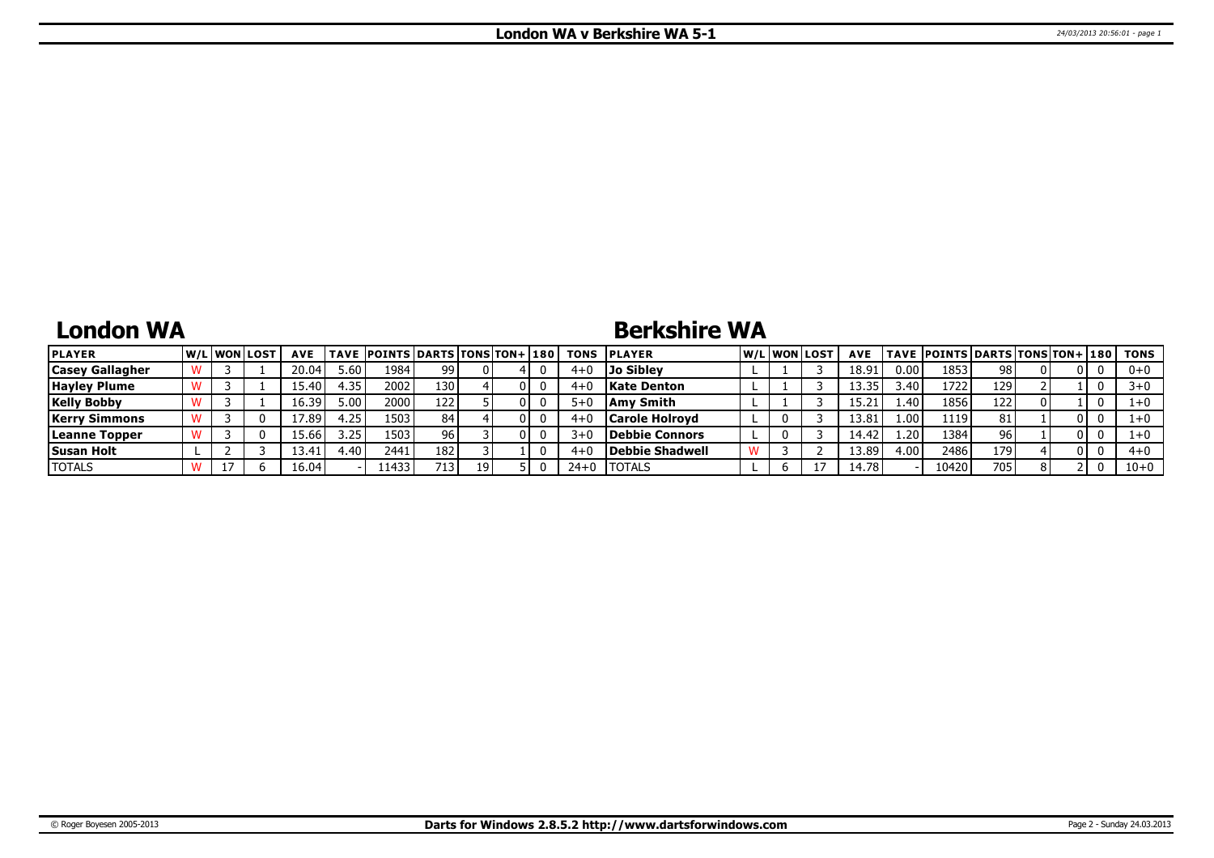# London WA v Berkshire WA 5-1

## London WA

| PLAYER | W/L | WON | LOST | AVE | TAVE | POINTS | DARTS | TONS | TON+ | 180 | TONS |
|---|---|---|---|---|---|---|---|---|---|---|---|
| Casey Gallagher | W | 3 | 1 | 20.04 | 5.60 | 1984 | 99 | 0 | 4 | 0 | 4+0 |
| Hayley Plume | W | 3 | 1 | 15.40 | 4.35 | 2002 | 130 | 4 | 0 | 0 | 4+0 |
| Kelly Bobby | W | 3 | 1 | 16.39 | 5.00 | 2000 | 122 | 5 | 0 | 0 | 5+0 |
| Kerry Simmons | W | 3 | 0 | 17.89 | 4.25 | 1503 | 84 | 4 | 0 | 0 | 4+0 |
| Leanne Topper | W | 3 | 0 | 15.66 | 3.25 | 1503 | 96 | 3 | 0 | 0 | 3+0 |
| Susan Holt | L | 2 | 3 | 13.41 | 4.40 | 2441 | 182 | 3 | 1 | 0 | 4+0 |
| TOTALS | W | 17 | 6 | 16.04 | - | 11433 | 713 | 19 | 5 | 0 | 24+0 |

## Berkshire WA

| PLAYER | W/L | WON | LOST | AVE | TAVE | POINTS | DARTS | TONS | TON+ | 180 | TONS |
|---|---|---|---|---|---|---|---|---|---|---|---|
| Jo Sibley | L | 1 | 3 | 18.91 | 0.00 | 1853 | 98 | 0 | 0 | 0 | 0+0 |
| Kate Denton | L | 1 | 3 | 13.35 | 3.40 | 1722 | 129 | 2 | 1 | 0 | 3+0 |
| Amy Smith | L | 1 | 3 | 15.21 | 1.40 | 1856 | 122 | 0 | 1 | 0 | 1+0 |
| Carole Holroyd | L | 0 | 3 | 13.81 | 1.00 | 1119 | 81 | 1 | 0 | 0 | 1+0 |
| Debbie Connors | L | 0 | 3 | 14.42 | 1.20 | 1384 | 96 | 1 | 0 | 0 | 1+0 |
| Debbie Shadwell | W | 3 | 2 | 13.89 | 4.00 | 2486 | 179 | 4 | 0 | 0 | 4+0 |
| TOTALS | L | 6 | 17 | 14.78 | - | 10420 | 705 | 8 | 2 | 0 | 10+0 |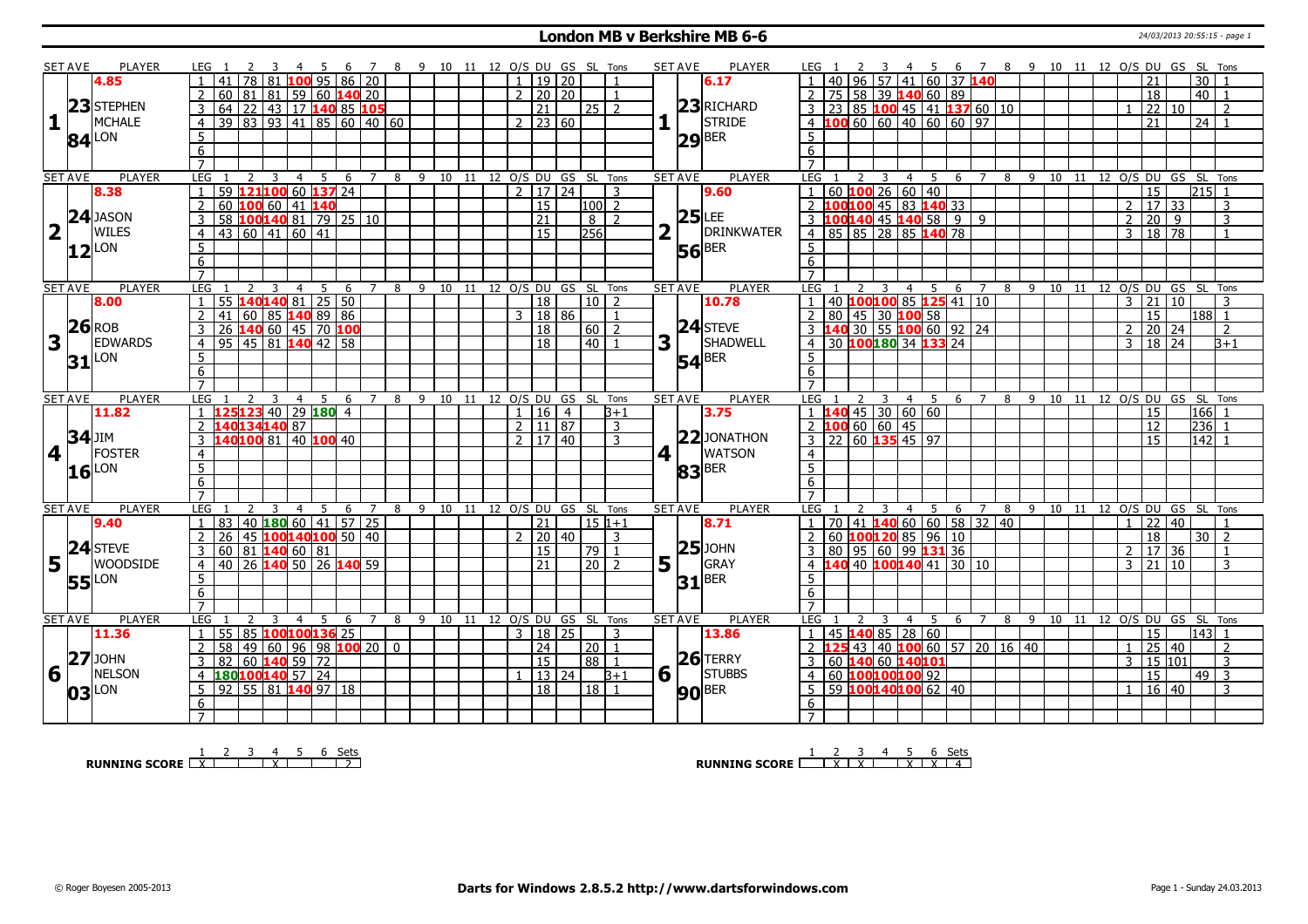# London MB v Berkshire MB 6-6

24/03/2013 20:55:15 - page 1

| SET | AVE | PLAYER | LEG | 1 | 2 | 3 | 4 | 5 | 6 | 7 | 8 | 9 | 10 | 11 | 12 | O/S | DU | GS | SL | Tons | SET | AVE | PLAYER | LEG | 1 | 2 | 3 | 4 | 5 | 6 | 7 | 8 | 9 | 10 | 11 | 12 | O/S | DU | GS | SL | Tons |
|---|---|---|---|---|---|---|---|---|---|---|---|---|---|---|---|---|---|---|---|---|---|---|---|---|---|---|---|---|---|---|---|---|---|---|---|---|---|---|---|---|---|
| 1 | 4.85 / 23.84 | STEPHEN MCHALE LON | 1 | 41 | 78 | 81 | 100 | 95 | 86 | 20 | | | | | | 1 | 19 | 20 | | 1 | 1 | 6.17 / 23.29 | RICHARD STRIDE BER | 1 | 40 | 96 | 57 | 41 | 60 | 37 | 140 | | | | | | | 21 | | 30 | 1 |
| | | | 2 | 60 | 81 | 81 | 59 | 60 | 140 | 20 | | | | | | 2 | 20 | 20 | | 1 | | | | 2 | 75 | 58 | 39 | 140 | 60 | 89 | | | | | | | | 18 | | 40 | 1 |
| | | | 3 | 64 | 22 | 43 | 17 | 140 | 85 | 105 | | | | | | | 21 | | 25 | 2 | | | | 3 | 23 | 85 | 100 | 45 | 41 | 137 | 60 | 10 | | | | | 1 | 22 | 10 | | 2 |
| | | | 4 | 39 | 83 | 93 | 41 | 85 | 60 | 40 | 60 | | | | | 2 | 23 | 60 | | | | | | 4 | 100 | 60 | 60 | 40 | 60 | 60 | 97 | | | | | | | 21 | | 24 | 1 |
| 2 | 8.38 / 24.12 | JASON WILES LON | 1 | 59 | 121 | 100 | 60 | 137 | 24 | | | | | | | 2 | 17 | 24 | | 3 | 2 | 9.60 / 25.56 | LEE DRINKWATER BER | 1 | 60 | 100 | 26 | 60 | 40 | | | | | | | | | 15 | | 215 | 1 |
| | | | 2 | 60 | 100 | 60 | 41 | 140 | | | | | | | | | 15 | | 100 | 2 | | | | 2 | 100 | 100 | 45 | 83 | 140 | 33 | | | | | | | 2 | 17 | 33 | | 3 |
| | | | 3 | 58 | 100 | 140 | 81 | 79 | 25 | 10 | | | | | | | 21 | | 8 | 2 | | | | 3 | 100 | 140 | 45 | 140 | 58 | 9 | 9 | | | | | | 2 | 20 | 9 | | 3 |
| | | | 4 | 43 | 60 | 41 | 60 | 41 | | | | | | | | | 15 | | 256 | | | | | 4 | 85 | 85 | 28 | 85 | 140 | 78 | | | | | | | 3 | 18 | 78 | | 1 |
| 3 | 8.00 / 26.31 | ROB EDWARDS LON | 1 | 55 | 140 | 140 | 81 | 25 | 50 | | | | | | | | 18 | | 10 | 2 | 3 | 10.78 / 24.54 | STEVE SHADWELL BER | 1 | 40 | 100 | 100 | 85 | 125 | 41 | 10 | | | | | | 3 | 21 | 10 | | 3 |
| | | | 2 | 41 | 60 | 85 | 140 | 89 | 86 | | | | | | | 3 | 18 | 86 | | 1 | | | | 2 | 80 | 45 | 30 | 100 | 58 | | | | | | | | | 15 | | 188 | 1 |
| | | | 3 | 26 | 140 | 60 | 45 | 70 | 100 | | | | | | | | 18 | | 60 | 2 | | | | 3 | 140 | 30 | 55 | 100 | 60 | 92 | 24 | | | | | | 2 | 20 | 24 | | 2 |
| | | | 4 | 95 | 45 | 81 | 140 | 42 | 58 | | | | | | | | 18 | | 40 | 1 | | | | 4 | 30 | 100 | 180 | 34 | 133 | 24 | | | | | | | 3 | 18 | 24 | | 3+1 |
| 4 | 11.82 / 34.16 | JIM FOSTER LON | 1 | 125 | 123 | 40 | 29 | 180 | 4 | | | | | | | 1 | 16 | 4 | | 3+1 | 4 | 3.75 / 22.83 | JONATHON WATSON BER | 1 | 140 | 45 | 30 | 60 | 60 | | | | | | | | | 15 | | 166 | 1 |
| | | | 2 | 140 | 134 | 140 | 87 | | | | | | | | | 2 | 11 | 87 | | 3 | | | | 2 | 100 | 60 | 60 | 45 | | | | | | | | | | 12 | | 236 | 1 |
| | | | 3 | 140 | 100 | 81 | 40 | 100 | 40 | | | | | | | 2 | 17 | 40 | | 3 | | | | 3 | 22 | 60 | 135 | 45 | 97 | | | | | | | | | 15 | | 142 | 1 |
| 5 | 9.40 / 24.55 | STEVE WOODSIDE LON | 1 | 83 | 40 | 180 | 60 | 41 | 57 | 25 | | | | | | | 21 | | 15 | 1+1 | 5 | 8.71 / 25.31 | JOHN GRAY BER | 1 | 70 | 41 | 140 | 60 | 60 | 58 | 32 | 40 | | | | | 1 | 22 | 40 | | 1 |
| | | | 2 | 26 | 45 | 100 | 140 | 100 | 50 | 40 | | | | | | 2 | 20 | 40 | | 3 | | | | 2 | 60 | 100 | 120 | 85 | 96 | 10 | | | | | | | | 18 | | 30 | 2 |
| | | | 3 | 60 | 81 | 140 | 60 | 81 | | | | | | | | | 15 | | 79 | 1 | | | | 3 | 80 | 95 | 60 | 99 | 131 | 36 | | | | | | | 2 | 17 | 36 | | 1 |
| | | | 4 | 40 | 26 | 140 | 50 | 26 | 140 | 59 | | | | | | | 21 | | 20 | 2 | | | | 4 | 140 | 40 | 100 | 140 | 41 | 30 | 10 | | | | | | 3 | 21 | 10 | | 3 |
| 6 | 11.36 / 27.03 | JOHN NELSON LON | 1 | 55 | 85 | 100 | 100 | 136 | 25 | | | | | | | 3 | 18 | 25 | | 3 | 6 | 13.86 / 26.90 | TERRY STUBBS BER | 1 | 45 | 140 | 85 | 28 | 60 | | | | | | | | | 15 | | 143 | 1 |
| | | | 2 | 58 | 49 | 60 | 96 | 98 | 100 | 20 | 0 | | | | | | 24 | | 20 | 1 | | | | 2 | 125 | 43 | 40 | 100 | 60 | 57 | 20 | 16 | 40 | | | | 1 | 25 | 40 | | 2 |
| | | | 3 | 82 | 60 | 140 | 59 | 72 | | | | | | | | | 15 | | 88 | 1 | | | | 3 | 60 | 140 | 60 | 140 | 101 | | | | | | | | 3 | 15 | 101 | | 3 |
| | | | 4 | 180 | 100 | 140 | 57 | 24 | | | | | | | | 1 | 13 | 24 | | 3+1 | | | | 4 | 60 | 100 | 100 | 100 | 92 | | | | | | | | | 15 | | 49 | 3 |
| | | | 5 | 92 | 55 | 81 | 140 | 97 | 18 | | | | | | | | 18 | | 18 | 1 | | | | 5 | 59 | 100 | 140 | 100 | 62 | 40 | | | | | | | 1 | 16 | 40 | | 3 |

**RUNNING SCORE** (London MB)

| 1 | 2 | 3 | 4 | 5 | 6 | Sets |
|---|---|---|---|---|---|---|
| X | | | X | | | 2 |

**RUNNING SCORE** (Berkshire MB)

| 1 | 2 | 3 | 4 | 5 | 6 | Sets |
|---|---|---|---|---|---|---|
| | X | X | | X | X | 4 |

© Roger Boyesen 2005-2013 **Darts for Windows 2.8.5.2 http://www.dartsforwindows.com** Page 1 - Sunday 24.03.2013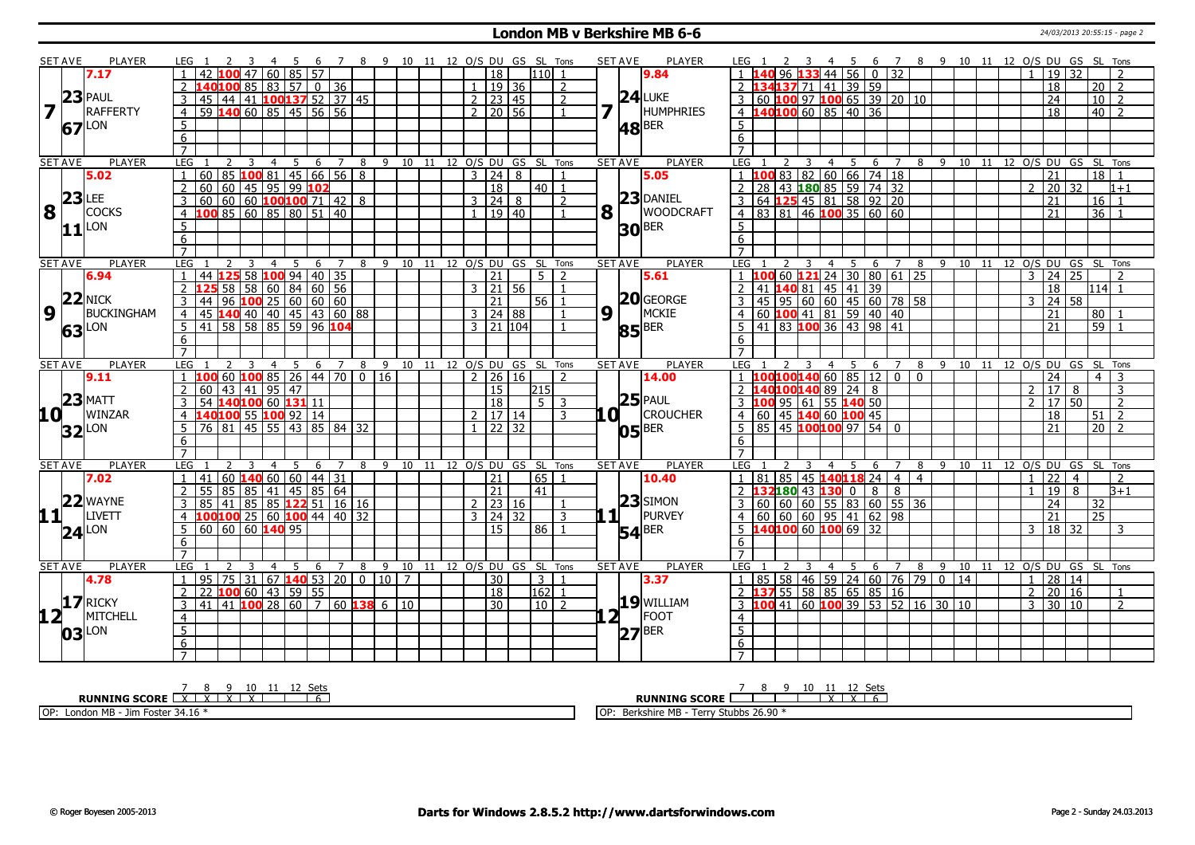# London MB v Berkshire MB 6-6

| SET AVE | PLAYER | LEG | 1 | 2 | 3 | 4 | 5 | 6 | 7 | 8 | 9 | 10 | 11 | 12 | O/S | DU | GS | SL | Tons | SET AVE | PLAYER | LEG | 1 | 2 | 3 | 4 | 5 | 6 | 7 | 8 | 9 | 10 | 11 | 12 | O/S | DU | GS | SL | Tons |
|---|---|---|---|---|---|---|---|---|---|---|---|---|---|---|---|---|---|---|---|---|---|---|---|---|---|---|---|---|---|---|---|---|---|---|---|---|---|---|---|
| 7.17 | | 1 | 42 | 100 | 47 | 60 | 85 | 57 | | | | | | | | 18 | | 110 | 1 | 9.84 | | 1 | 140 | 96 | 133 | 44 | 56 | 0 | 32 | | | | | | 1 | 19 | 32 | | 2 |
| 23 | PAUL | 2 | 140 | 100 | 85 | 83 | 57 | 0 | 36 | | | | | | 1 | 19 | 36 | | 2 | 24 | LUKE | 2 | 134 | 137 | 71 | 41 | 39 | 59 | | | | | | | | 18 | | 20 | 2 |
| 7 | RAFFERTY | 3 | 45 | 44 | 41 | 100 | 137 | 52 | 37 | 45 | | | | | 2 | 23 | 45 | | 2 | 7 | HUMPHRIES | 3 | 60 | 100 | 97 | 100 | 65 | 39 | 20 | 10 | | | | | | 24 | | 10 | 2 |
| 67 | LON | 4 | 59 | 140 | 60 | 85 | 45 | 56 | 56 | | | | | | 2 | 20 | 56 | | 1 | 48 | BER | 4 | 140 | 100 | 60 | 85 | 40 | 36 | | | | | | | | 18 | | 40 | 2 |
| SET AVE | PLAYER | LEG | 1 | 2 | 3 | 4 | 5 | 6 | 7 | 8 | 9 | 10 | 11 | 12 | O/S | DU | GS | SL | Tons | SET AVE | PLAYER | LEG | 1 | 2 | 3 | 4 | 5 | 6 | 7 | 8 | 9 | 10 | 11 | 12 | O/S | DU | GS | SL | Tons |
| 5.02 | | 1 | 60 | 85 | 100 | 81 | 45 | 66 | 56 | 8 | | | | | 3 | 24 | 8 | | 1 | 5.05 | | 1 | 100 | 83 | 82 | 60 | 66 | 74 | 18 | | | | | | | 21 | | 18 | 1 |
| 23 | LEE | 2 | 60 | 60 | 45 | 95 | 99 | 102 | | | | | | | | 18 | | 40 | 1 | 23 | DANIEL | 2 | 28 | 43 | 180 | 85 | 59 | 74 | 32 | | | | | | 2 | 20 | 32 | | 1+1 |
| 8 | COCKS | 3 | 60 | 60 | 60 | 100 | 100 | 71 | 42 | 8 | | | | | 3 | 24 | 8 | | 2 | 8 | WOODCRAFT | 3 | 64 | 125 | 45 | 81 | 58 | 92 | 20 | | | | | | | 21 | | 16 | 1 |
| 11 | LON | 4 | 100 | 85 | 60 | 85 | 80 | 51 | 40 | | | | | | 1 | 19 | 40 | | 1 | 30 | BER | 4 | 83 | 81 | 46 | 100 | 35 | 60 | 60 | | | | | | | 21 | | 36 | 1 |
| SET AVE | PLAYER | LEG | 1 | 2 | 3 | 4 | 5 | 6 | 7 | 8 | 9 | 10 | 11 | 12 | O/S | DU | GS | SL | Tons | SET AVE | PLAYER | LEG | 1 | 2 | 3 | 4 | 5 | 6 | 7 | 8 | 9 | 10 | 11 | 12 | O/S | DU | GS | SL | Tons |
| 6.94 | | 1 | 44 | 125 | 58 | 100 | 94 | 40 | 35 | | | | | | | 21 | | 5 | 2 | 5.61 | | 1 | 100 | 60 | 121 | 24 | 30 | 80 | 61 | 25 | | | | | 3 | 24 | 25 | | 2 |
| 22 | NICK | 2 | 125 | 58 | 58 | 60 | 84 | 60 | 56 | | | | | | 3 | 21 | 56 | | 1 | 20 | GEORGE | 2 | 41 | 140 | 81 | 45 | 41 | 39 | | | | | | | | 18 | | 114 | 1 |
| 9 | BUCKINGHAM | 3 | 44 | 96 | 100 | 25 | 60 | 60 | 60 | | | | | | | 21 | | 56 | 1 | 9 | MCKIE | 3 | 45 | 95 | 60 | 60 | 45 | 60 | 78 | 58 | | | | | 3 | 24 | 58 | | |
| 63 | LON | 4 | 45 | 140 | 40 | 40 | 45 | 43 | 60 | 88 | | | | | 3 | 24 | 88 | | 1 | 85 | BER | 4 | 60 | 100 | 41 | 81 | 59 | 40 | 40 | | | | | | | 21 | | 80 | 1 |
| | | 5 | 41 | 58 | 58 | 85 | 59 | 96 | 104 | | | | | | 3 | 21 | 104 | | 1 | | | 5 | 41 | 83 | 100 | 36 | 43 | 98 | 41 | | | | | | | 21 | | 59 | 1 |
| SET AVE | PLAYER | LEG | 1 | 2 | 3 | 4 | 5 | 6 | 7 | 8 | 9 | 10 | 11 | 12 | O/S | DU | GS | SL | Tons | SET AVE | PLAYER | LEG | 1 | 2 | 3 | 4 | 5 | 6 | 7 | 8 | 9 | 10 | 11 | 12 | O/S | DU | GS | SL | Tons |
| 9.11 | | 1 | 100 | 60 | 100 | 85 | 26 | 44 | 70 | 0 | 16 | | | | 2 | 26 | 16 | | 2 | 14.00 | | 1 | 100 | 100 | 140 | 60 | 85 | 12 | 0 | 0 | | | | | | 24 | | 4 | 3 |
| 23 | MATT | 2 | 60 | 43 | 41 | 95 | 47 | | | | | | | | | 15 | | 215 | | 25 | PAUL | 2 | 140 | 100 | 140 | 89 | 24 | 8 | | | | | | | 2 | 17 | 8 | | 3 |
| 10 | WINZAR | 3 | 54 | 140 | 100 | 60 | 131 | 11 | | | | | | | | 18 | | 5 | 3 | 10 | CROUCHER | 3 | 100 | 95 | 61 | 55 | 140 | 50 | | | | | | | 2 | 17 | 50 | | 2 |
| 32 | LON | 4 | 140 | 100 | 55 | 100 | 92 | 14 | | | | | | | 2 | 17 | 14 | | 3 | 05 | BER | 4 | 60 | 45 | 140 | 60 | 100 | 45 | | | | | | | | 18 | | 51 | 2 |
| | | 5 | 76 | 81 | 45 | 55 | 43 | 85 | 84 | 32 | | | | | 1 | 22 | 32 | | | | | 5 | 85 | 45 | 100 | 100 | 97 | 54 | 0 | | | | | | | 21 | | 20 | 2 |
| SET AVE | PLAYER | LEG | 1 | 2 | 3 | 4 | 5 | 6 | 7 | 8 | 9 | 10 | 11 | 12 | O/S | DU | GS | SL | Tons | SET AVE | PLAYER | LEG | 1 | 2 | 3 | 4 | 5 | 6 | 7 | 8 | 9 | 10 | 11 | 12 | O/S | DU | GS | SL | Tons |
| 7.02 | | 1 | 41 | 60 | 140 | 60 | 60 | 44 | 31 | | | | | | | 21 | | 65 | 1 | 10.40 | | 1 | 81 | 85 | 45 | 140 | 118 | 24 | 4 | 4 | | | | | 1 | 22 | 4 | | 2 |
| 22 | WAYNE | 2 | 55 | 85 | 85 | 41 | 45 | 85 | 64 | | | | | | | 21 | | 41 | | 23 | SIMON | 2 | 132 | 180 | 43 | 130 | 0 | 8 | 8 | | | | | | 1 | 19 | 8 | | 3+1 |
| 11 | LIVETT | 3 | 85 | 41 | 85 | 85 | 122 | 51 | 16 | 16 | | | | | 2 | 23 | 16 | | 1 | 11 | PURVEY | 3 | 60 | 60 | 60 | 55 | 83 | 60 | 55 | 36 | | | | | | 24 | | 32 | |
| 24 | LON | 4 | 100 | 100 | 25 | 60 | 100 | 44 | 40 | 32 | | | | | 3 | 24 | 32 | | 3 | 54 | BER | 4 | 60 | 60 | 60 | 95 | 41 | 62 | 98 | | | | | | | 21 | | 25 | |
| | | 5 | 60 | 60 | 60 | 140 | 95 | | | | | | | | | 15 | | 86 | 1 | | | 5 | 140 | 100 | 60 | 100 | 69 | 32 | | | | | | | 3 | 18 | 32 | | 3 |
| SET AVE | PLAYER | LEG | 1 | 2 | 3 | 4 | 5 | 6 | 7 | 8 | 9 | 10 | 11 | 12 | O/S | DU | GS | SL | Tons | SET AVE | PLAYER | LEG | 1 | 2 | 3 | 4 | 5 | 6 | 7 | 8 | 9 | 10 | 11 | 12 | O/S | DU | GS | SL | Tons |
| 4.78 | | 1 | 95 | 75 | 31 | 67 | 140 | 53 | 20 | 0 | 10 | 7 | | | | 30 | | 3 | 1 | 3.37 | | 1 | 85 | 58 | 46 | 59 | 24 | 60 | 76 | 79 | 0 | 14 | | | 1 | 28 | 14 | | |
| 17 | RICKY | 2 | 22 | 100 | 60 | 43 | 59 | 55 | | | | | | | | 18 | | 162 | 1 | 19 | WILLIAM | 2 | 137 | 55 | 58 | 85 | 65 | 85 | 16 | | | | | | 2 | 20 | 16 | | 1 |
| 12 | MITCHELL | 3 | 41 | 41 | 100 | 28 | 60 | 7 | 60 | 138 | 6 | 10 | | | | 30 | | 10 | 2 | 12 | FOOT | 3 | 100 | 41 | 60 | 100 | 39 | 53 | 52 | 16 | 30 | 10 | | | 3 | 30 | 10 | | 2 |
| 03 | LON | | | | | | | | | | | | | | | | | | | 27 | BER | | | | | | | | | | | | | | | | | | |

| RUNNING SCORE | 7 | 8 | 9 | 10 | 11 | 12 | Sets |
|---|---|---|---|---|---|---|---|
| London MB | X | X | X | X | | | 6 |
| Berkshire MB | | | | | X | X | 6 |

OP: London MB - Jim Foster 34.16 *

OP: Berkshire MB - Terry Stubbs 26.90 *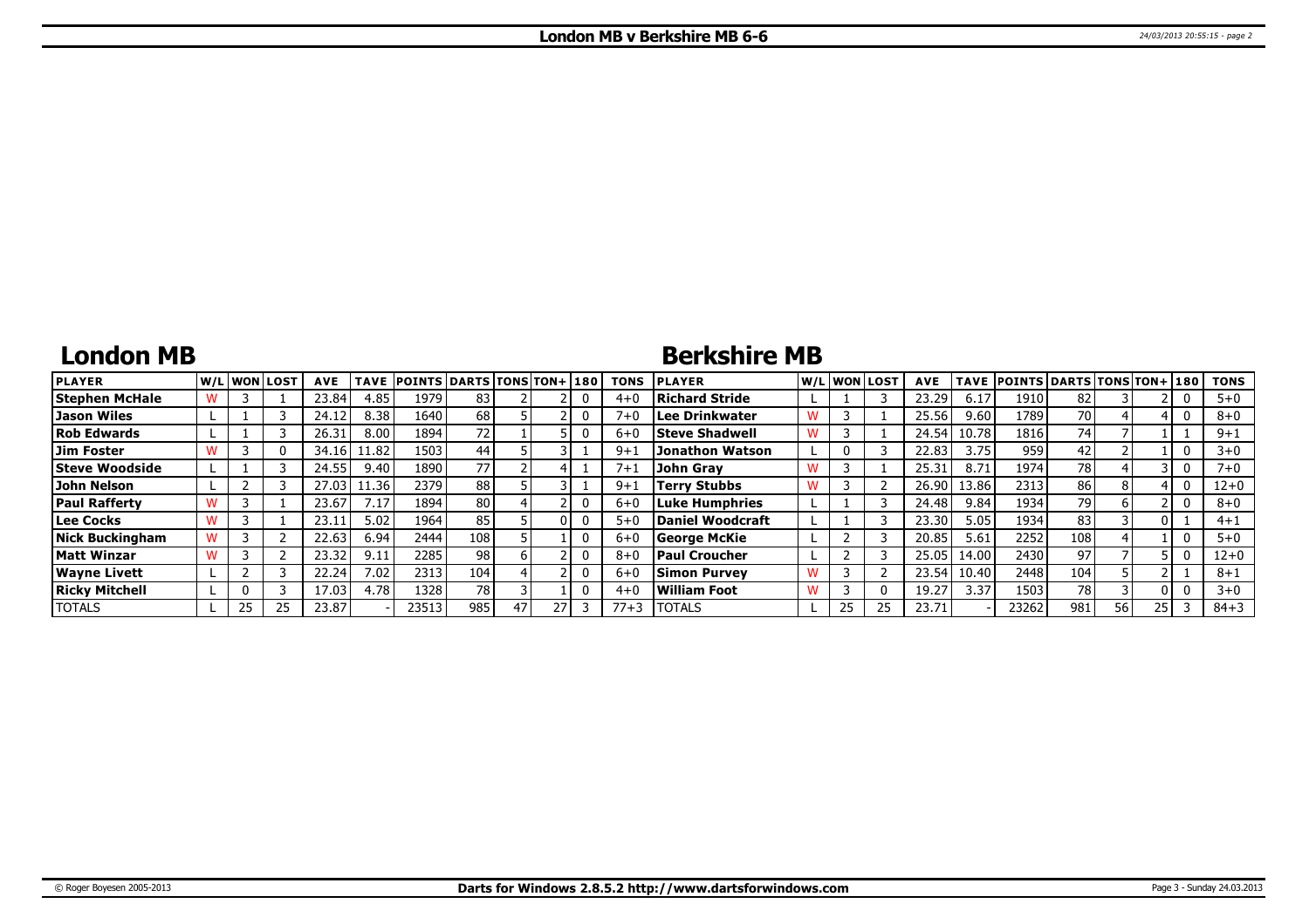# London MB v Berkshire MB 6-6

## London MB

| PLAYER | W/L | WON | LOST | AVE | TAVE | POINTS | DARTS | TONS | TON+ | 180 | TONS |
|---|---|---|---|---|---|---|---|---|---|---|---|
| Stephen McHale | W | 3 | 1 | 23.84 | 4.85 | 1979 | 83 | 2 | 2 | 0 | 4+0 |
| Jason Wiles | L | 1 | 3 | 24.12 | 8.38 | 1640 | 68 | 5 | 2 | 0 | 7+0 |
| Rob Edwards | L | 1 | 3 | 26.31 | 8.00 | 1894 | 72 | 1 | 5 | 0 | 6+0 |
| Jim Foster | W | 3 | 0 | 34.16 | 11.82 | 1503 | 44 | 5 | 3 | 1 | 9+1 |
| Steve Woodside | L | 1 | 3 | 24.55 | 9.40 | 1890 | 77 | 2 | 4 | 1 | 7+1 |
| John Nelson | L | 2 | 3 | 27.03 | 11.36 | 2379 | 88 | 5 | 3 | 1 | 9+1 |
| Paul Rafferty | W | 3 | 1 | 23.67 | 7.17 | 1894 | 80 | 4 | 2 | 0 | 6+0 |
| Lee Cocks | W | 3 | 1 | 23.11 | 5.02 | 1964 | 85 | 5 | 0 | 0 | 5+0 |
| Nick Buckingham | W | 3 | 2 | 22.63 | 6.94 | 2444 | 108 | 5 | 1 | 0 | 6+0 |
| Matt Winzar | W | 3 | 2 | 23.32 | 9.11 | 2285 | 98 | 6 | 2 | 0 | 8+0 |
| Wayne Livett | L | 2 | 3 | 22.24 | 7.02 | 2313 | 104 | 4 | 2 | 0 | 6+0 |
| Ricky Mitchell | L | 0 | 3 | 17.03 | 4.78 | 1328 | 78 | 3 | 1 | 0 | 4+0 |
| TOTALS | L | 25 | 25 | 23.87 | - | 23513 | 985 | 47 | 27 | 3 | 77+3 |

## Berkshire MB

| PLAYER | W/L | WON | LOST | AVE | TAVE | POINTS | DARTS | TONS | TON+ | 180 | TONS |
|---|---|---|---|---|---|---|---|---|---|---|---|
| Richard Stride | L | 1 | 3 | 23.29 | 6.17 | 1910 | 82 | 3 | 2 | 0 | 5+0 |
| Lee Drinkwater | W | 3 | 1 | 25.56 | 9.60 | 1789 | 70 | 4 | 4 | 0 | 8+0 |
| Steve Shadwell | W | 3 | 1 | 24.54 | 10.78 | 1816 | 74 | 7 | 1 | 1 | 9+1 |
| Jonathon Watson | L | 0 | 3 | 22.83 | 3.75 | 959 | 42 | 2 | 1 | 0 | 3+0 |
| John Gray | W | 3 | 1 | 25.31 | 8.71 | 1974 | 78 | 4 | 3 | 0 | 7+0 |
| Terry Stubbs | W | 3 | 2 | 26.90 | 13.86 | 2313 | 86 | 8 | 4 | 0 | 12+0 |
| Luke Humphries | L | 1 | 3 | 24.48 | 9.84 | 1934 | 79 | 6 | 2 | 0 | 8+0 |
| Daniel Woodcraft | L | 1 | 3 | 23.30 | 5.05 | 1934 | 83 | 3 | 0 | 1 | 4+1 |
| George McKie | L | 2 | 3 | 20.85 | 5.61 | 2252 | 108 | 4 | 1 | 0 | 5+0 |
| Paul Croucher | L | 2 | 3 | 25.05 | 14.00 | 2430 | 97 | 7 | 5 | 0 | 12+0 |
| Simon Purvey | W | 3 | 2 | 23.54 | 10.40 | 2448 | 104 | 5 | 2 | 1 | 8+1 |
| William Foot | W | 3 | 0 | 19.27 | 3.37 | 1503 | 78 | 3 | 0 | 0 | 3+0 |
| TOTALS | L | 25 | 25 | 23.71 | - | 23262 | 981 | 56 | 25 | 3 | 84+3 |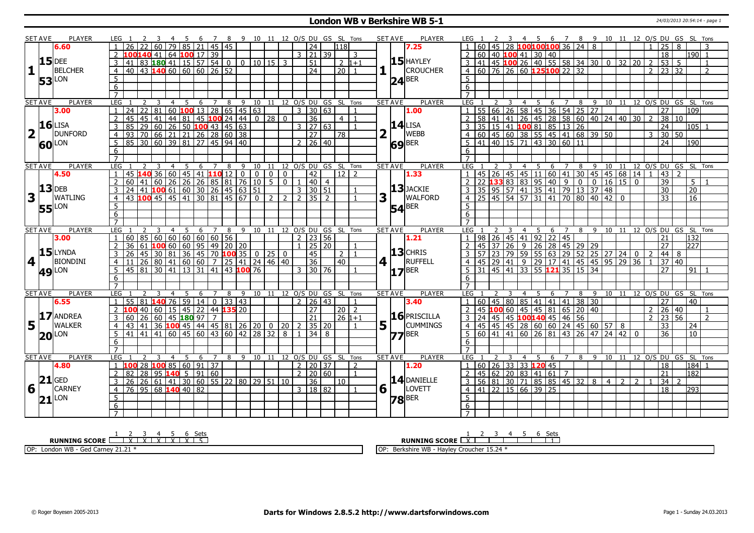# London WB v Berkshire WB 5-1

24/03/2013 20:54:14 - page 1

## Set 1

| SET AVE | PLAYER | LEG | 1 | 2 | 3 | 4 | 5 | 6 | 7 | 8 | 9 | 10 | 11 | 12 | O/S | DU | GS | SL | Tons |
|---|---|---|---|---|---|---|---|---|---|---|---|---|---|---|---|---|---|---|---|
| 6.60 | DEE BELCHER (LON) 15.53 | 1 | 26 | 22 | 60 | 79 | 85 | 21 | 45 | 45 | | | | | | 24 | | 118 | |
| | | 2 | 100 | 140 | 41 | 64 | 100 | 17 | 39 | | | | | | 3 | 21 | 39 | | 3 |
| | | 3 | 41 | 83 | 180 | 41 | 15 | 57 | 54 | 0 | 0 | 10 | 15 | 3 | | 51 | | 2 | 1+1 |
| | | 4 | 40 | 43 | 140 | 60 | 60 | 60 | 26 | 52 | | | | | | 24 | | 20 | 1 |

| SET AVE | PLAYER | LEG | 1 | 2 | 3 | 4 | 5 | 6 | 7 | 8 | 9 | 10 | 11 | 12 | O/S | DU | GS | SL | Tons |
|---|---|---|---|---|---|---|---|---|---|---|---|---|---|---|---|---|---|---|---|
| 7.25 | HAYLEY CROUCHER (BER) 15.24 | 1 | 60 | 45 | 28 | 100 | 100 | 100 | 36 | 24 | 8 | | | | 1 | 25 | 8 | | 3 |
| | | 2 | 60 | 40 | 100 | 41 | 30 | 40 | | | | | | | | 18 | | 190 | 1 |
| | | 3 | 41 | 45 | 100 | 26 | 40 | 55 | 58 | 34 | 30 | 0 | 32 | 20 | 2 | 53 | 5 | | 1 |
| | | 4 | 60 | 76 | 26 | 60 | 125 | 100 | 22 | 32 | | | | | 2 | 23 | 32 | | 2 |

## Set 2

| SET AVE | PLAYER | LEG | 1 | 2 | 3 | 4 | 5 | 6 | 7 | 8 | 9 | 10 | 11 | 12 | O/S | DU | GS | SL | Tons |
|---|---|---|---|---|---|---|---|---|---|---|---|---|---|---|---|---|---|---|---|
| 3.00 | LISA DUNFORD (LON) 16.60 | 1 | 24 | 22 | 81 | 60 | 100 | 13 | 28 | 65 | 45 | 63 | | | 3 | 30 | 63 | | 1 |
| | | 2 | 45 | 45 | 41 | 44 | 81 | 45 | 100 | 24 | 44 | 0 | 28 | 0 | | 36 | | 4 | 1 |
| | | 3 | 85 | 29 | 60 | 26 | 50 | 100 | 43 | 45 | 63 | | | | 3 | 27 | 63 | | 1 |
| | | 4 | 93 | 70 | 66 | 21 | 21 | 26 | 28 | 60 | 38 | | | | | 27 | | 78 | |
| | | 5 | 85 | 30 | 60 | 39 | 81 | 27 | 45 | 94 | 40 | | | | 2 | 26 | 40 | | |

| SET AVE | PLAYER | LEG | 1 | 2 | 3 | 4 | 5 | 6 | 7 | 8 | 9 | 10 | 11 | 12 | O/S | DU | GS | SL | Tons |
|---|---|---|---|---|---|---|---|---|---|---|---|---|---|---|---|---|---|---|---|
| 1.00 | LISA WEBB (BER) 14.69 | 1 | 55 | 66 | 26 | 58 | 45 | 36 | 54 | 25 | 27 | | | | | 27 | | 109 | |
| | | 2 | 58 | 41 | 41 | 26 | 45 | 28 | 58 | 60 | 40 | 24 | 40 | 30 | 2 | 38 | 10 | | |
| | | 3 | 35 | 15 | 41 | 100 | 81 | 85 | 13 | 26 | | | | | | 24 | | 105 | 1 |
| | | 4 | 60 | 45 | 60 | 38 | 55 | 45 | 41 | 68 | 39 | 50 | | | 3 | 30 | 50 | | |
| | | 5 | 41 | 40 | 15 | 71 | 43 | 30 | 60 | 11 | | | | | | 24 | | 190 | |

## Set 3

| SET AVE | PLAYER | LEG | 1 | 2 | 3 | 4 | 5 | 6 | 7 | 8 | 9 | 10 | 11 | 12 | O/S | DU | GS | SL | Tons |
|---|---|---|---|---|---|---|---|---|---|---|---|---|---|---|---|---|---|---|---|
| 4.50 | DEB WATLING (LON) 13.55 | 1 | 45 | 140 | 36 | 60 | 45 | 41 | 110 | 12 | 0 | 0 | 0 | 0 | | 42 | | 12 | 2 |
| | | 2 | 60 | 41 | 60 | 26 | 26 | 26 | 85 | 81 | 76 | 10 | 5 | 0 | 1 | 40 | 4 | | |
| | | 3 | 24 | 41 | 100 | 61 | 60 | 30 | 26 | 45 | 63 | 51 | | | 3 | 30 | 51 | | 1 |
| | | 4 | 43 | 100 | 45 | 45 | 41 | 30 | 81 | 45 | 67 | 0 | 2 | 2 | 2 | 35 | 2 | | 1 |

| SET AVE | PLAYER | LEG | 1 | 2 | 3 | 4 | 5 | 6 | 7 | 8 | 9 | 10 | 11 | 12 | O/S | DU | GS | SL | Tons |
|---|---|---|---|---|---|---|---|---|---|---|---|---|---|---|---|---|---|---|---|
| 1.33 | JACKIE WALFORD (BER) 13.54 | 1 | 45 | 26 | 45 | 45 | 11 | 60 | 41 | 30 | 45 | 45 | 68 | 14 | 1 | 43 | 2 | | |
| | | 2 | 22 | 133 | 83 | 83 | 95 | 40 | 9 | 0 | 0 | 16 | 15 | 0 | | 39 | | 5 | 1 |
| | | 3 | 35 | 95 | 57 | 41 | 35 | 41 | 79 | 13 | 37 | 48 | | | | 30 | | 20 | |
| | | 4 | 25 | 45 | 54 | 57 | 31 | 41 | 70 | 80 | 40 | 42 | 0 | | | 33 | | 16 | |

## Set 4

| SET AVE | PLAYER | LEG | 1 | 2 | 3 | 4 | 5 | 6 | 7 | 8 | 9 | 10 | 11 | 12 | O/S | DU | GS | SL | Tons |
|---|---|---|---|---|---|---|---|---|---|---|---|---|---|---|---|---|---|---|---|
| 3.00 | LYNDA BIONDINI (LON) 15.49 | 1 | 60 | 85 | 60 | 60 | 60 | 60 | 60 | 56 | | | | | 2 | 23 | 56 | | |
| | | 2 | 36 | 61 | 100 | 60 | 60 | 95 | 49 | 20 | 20 | | | | 1 | 25 | 20 | | 1 |
| | | 3 | 26 | 45 | 30 | 81 | 36 | 45 | 70 | 100 | 35 | 0 | 25 | 0 | | 45 | | 2 | 1 |
| | | 4 | 11 | 26 | 80 | 41 | 60 | 60 | 7 | 25 | 41 | 24 | 46 | 40 | | 36 | | 40 | |
| | | 5 | 45 | 81 | 30 | 41 | 13 | 31 | 41 | 43 | 100 | 76 | | | 3 | 30 | 76 | | 1 |

| SET AVE | PLAYER | LEG | 1 | 2 | 3 | 4 | 5 | 6 | 7 | 8 | 9 | 10 | 11 | 12 | O/S | DU | GS | SL | Tons |
|---|---|---|---|---|---|---|---|---|---|---|---|---|---|---|---|---|---|---|---|
| 1.21 | CHRIS RUFFELL (BER) 13.17 | 1 | 98 | 26 | 45 | 41 | 92 | 22 | 45 | | | | | | | 21 | | 132 | |
| | | 2 | 45 | 37 | 26 | 9 | 26 | 28 | 45 | 29 | 29 | | | | | 27 | | 227 | |
| | | 3 | 57 | 23 | 79 | 59 | 55 | 63 | 29 | 52 | 25 | 27 | 24 | 0 | 2 | 44 | 8 | | |
| | | 4 | 45 | 29 | 41 | 9 | 29 | 17 | 41 | 45 | 45 | 95 | 29 | 36 | 1 | 37 | 40 | | |
| | | 5 | 31 | 45 | 41 | 33 | 55 | 121 | 35 | 15 | 34 | | | | | 27 | | 91 | 1 |

## Set 5

| SET AVE | PLAYER | LEG | 1 | 2 | 3 | 4 | 5 | 6 | 7 | 8 | 9 | 10 | 11 | 12 | O/S | DU | GS | SL | Tons |
|---|---|---|---|---|---|---|---|---|---|---|---|---|---|---|---|---|---|---|---|
| 6.55 | ANDREA WALKER (LON) 17.20 | 1 | 55 | 81 | 140 | 76 | 59 | 14 | 0 | 33 | 43 | | | | 2 | 26 | 43 | | 1 |
| | | 2 | 100 | 40 | 60 | 15 | 45 | 22 | 44 | 135 | 20 | | | | | 27 | | 20 | 2 |
| | | 3 | 60 | 26 | 60 | 45 | 180 | 97 | 7 | | | | | | | 21 | | 26 | 1+1 |
| | | 4 | 43 | 41 | 36 | 100 | 45 | 44 | 45 | 81 | 26 | 20 | 0 | 20 | 2 | 35 | 20 | | 1 |
| | | 5 | 41 | 41 | 41 | 60 | 45 | 60 | 43 | 60 | 42 | 28 | 32 | 8 | 1 | 34 | 8 | | |

| SET AVE | PLAYER | LEG | 1 | 2 | 3 | 4 | 5 | 6 | 7 | 8 | 9 | 10 | 11 | 12 | O/S | DU | GS | SL | Tons |
|---|---|---|---|---|---|---|---|---|---|---|---|---|---|---|---|---|---|---|---|
| 3.40 | PRISCILLA CUMMINGS (BER) 16.77 | 1 | 60 | 45 | 80 | 85 | 41 | 41 | 41 | 38 | 30 | | | | | 27 | | 40 | |
| | | 2 | 45 | 100 | 60 | 45 | 45 | 81 | 65 | 20 | 40 | | | | 2 | 26 | 40 | | 1 |
| | | 3 | 24 | 45 | 45 | 100 | 140 | 45 | 46 | 56 | | | | | 2 | 23 | 56 | | 2 |
| | | 4 | 45 | 45 | 45 | 28 | 60 | 60 | 24 | 45 | 60 | 57 | 8 | | | 33 | | 24 | |
| | | 5 | 60 | 41 | 41 | 60 | 26 | 81 | 43 | 26 | 47 | 24 | 42 | 0 | | 36 | | 10 | |

## Set 6

| SET AVE | PLAYER | LEG | 1 | 2 | 3 | 4 | 5 | 6 | 7 | 8 | 9 | 10 | 11 | 12 | O/S | DU | GS | SL | Tons |
|---|---|---|---|---|---|---|---|---|---|---|---|---|---|---|---|---|---|---|---|
| 4.80 | GED CARNEY (LON) 21.21 | 1 | 100 | 28 | 100 | 85 | 60 | 91 | 37 | | | | | | 2 | 20 | 37 | | 2 |
| | | 2 | 82 | 28 | 95 | 140 | 5 | 91 | 60 | | | | | | 2 | 20 | 60 | | 1 |
| | | 3 | 26 | 26 | 61 | 41 | 30 | 60 | 55 | 22 | 80 | 29 | 51 | 10 | | 36 | | 10 | |
| | | 4 | 76 | 95 | 68 | 140 | 40 | 82 | | | | | | | 3 | 18 | 82 | | 1 |

| SET AVE | PLAYER | LEG | 1 | 2 | 3 | 4 | 5 | 6 | 7 | 8 | 9 | 10 | 11 | 12 | O/S | DU | GS | SL | Tons |
|---|---|---|---|---|---|---|---|---|---|---|---|---|---|---|---|---|---|---|---|
| 1.20 | DANIELLE LOVETT (BER) 14.78 | 1 | 60 | 26 | 33 | 33 | 120 | 45 | | | | | | | | 18 | | 184 | 1 |
| | | 2 | 45 | 62 | 20 | 83 | 41 | 61 | 7 | | | | | | | 21 | | 182 | |
| | | 3 | 56 | 81 | 30 | 71 | 85 | 45 | 32 | 8 | 4 | 2 | 2 | 1 | 34 | 2 | | | |
| | | 4 | 41 | 22 | 15 | 66 | 39 | 25 | | | | | | | | 18 | | 293 | |

| RUNNING SCORE | 1 | 2 | 3 | 4 | 5 | 6 | Sets |
|---|---|---|---|---|---|---|---|
| London WB | | X | X | X | X | X | 5 |
| Berkshire WB | X | | | | | | 1 |

OP: London WB - Ged Carney 21.21 *

OP: Berkshire WB - Hayley Croucher 15.24 *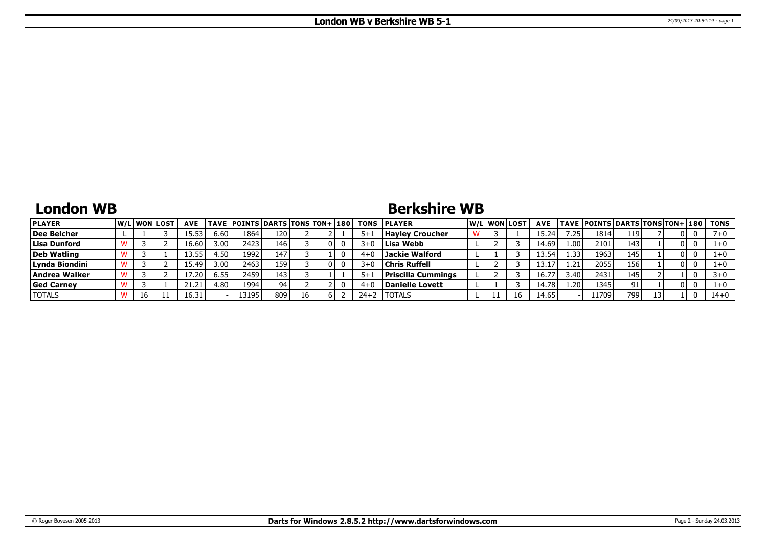# London WB v Berkshire WB 5-1

## London WB

| PLAYER | W/L | WON | LOST | AVE | TAVE | POINTS | DARTS | TONS | TON+ | 180 | TONS |
|---|---|---|---|---|---|---|---|---|---|---|---|
| Dee Belcher | L | 1 | 3 | 15.53 | 6.60 | 1864 | 120 | 2 | 2 | 1 | 5+1 |
| Lisa Dunford | W | 3 | 2 | 16.60 | 3.00 | 2423 | 146 | 3 | 0 | 0 | 3+0 |
| Deb Watling | W | 3 | 1 | 13.55 | 4.50 | 1992 | 147 | 3 | 1 | 0 | 4+0 |
| Lynda Biondini | W | 3 | 2 | 15.49 | 3.00 | 2463 | 159 | 3 | 0 | 0 | 3+0 |
| Andrea Walker | W | 3 | 2 | 17.20 | 6.55 | 2459 | 143 | 3 | 1 | 1 | 5+1 |
| Ged Carney | W | 3 | 1 | 21.21 | 4.80 | 1994 | 94 | 2 | 2 | 0 | 4+0 |
| TOTALS | W | 16 | 11 | 16.31 | - | 13195 | 809 | 16 | 6 | 2 | 24+2 |

## Berkshire WB

| PLAYER | W/L | WON | LOST | AVE | TAVE | POINTS | DARTS | TONS | TON+ | 180 | TONS |
|---|---|---|---|---|---|---|---|---|---|---|---|
| Hayley Croucher | W | 3 | 1 | 15.24 | 7.25 | 1814 | 119 | 7 | 0 | 0 | 7+0 |
| Lisa Webb | L | 2 | 3 | 14.69 | 1.00 | 2101 | 143 | 1 | 0 | 0 | 1+0 |
| Jackie Walford | L | 1 | 3 | 13.54 | 1.33 | 1963 | 145 | 1 | 0 | 0 | 1+0 |
| Chris Ruffell | L | 2 | 3 | 13.17 | 1.21 | 2055 | 156 | 1 | 0 | 0 | 1+0 |
| Priscilla Cummings | L | 2 | 3 | 16.77 | 3.40 | 2431 | 145 | 2 | 1 | 0 | 3+0 |
| Danielle Lovett | L | 1 | 3 | 14.78 | 1.20 | 1345 | 91 | 1 | 0 | 0 | 1+0 |
| TOTALS | L | 11 | 16 | 14.65 | - | 11709 | 799 | 13 | 1 | 0 | 14+0 |